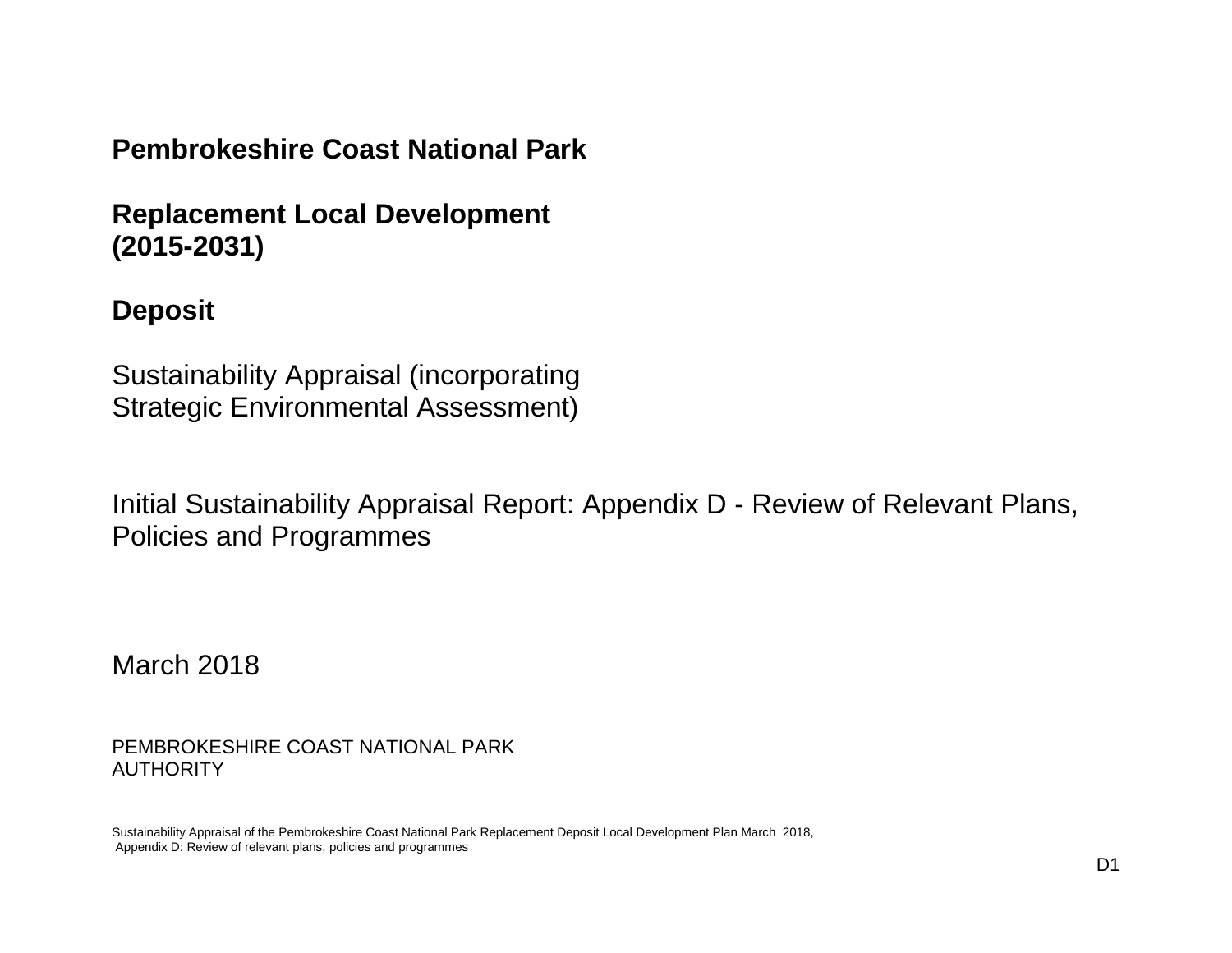# Pembrokeshire Coast National Park

## Replacement Local Development (2015-2031)

## Deposit

Sustainability Appraisal (incorporating Strategic Environmental Assessment)

Initial Sustainability Appraisal Report: Appendix D - Review of Relevant Plans, Policies and Programmes

March 2018

PEMBROKESHIRE COAST NATIONAL PARK AUTHORITY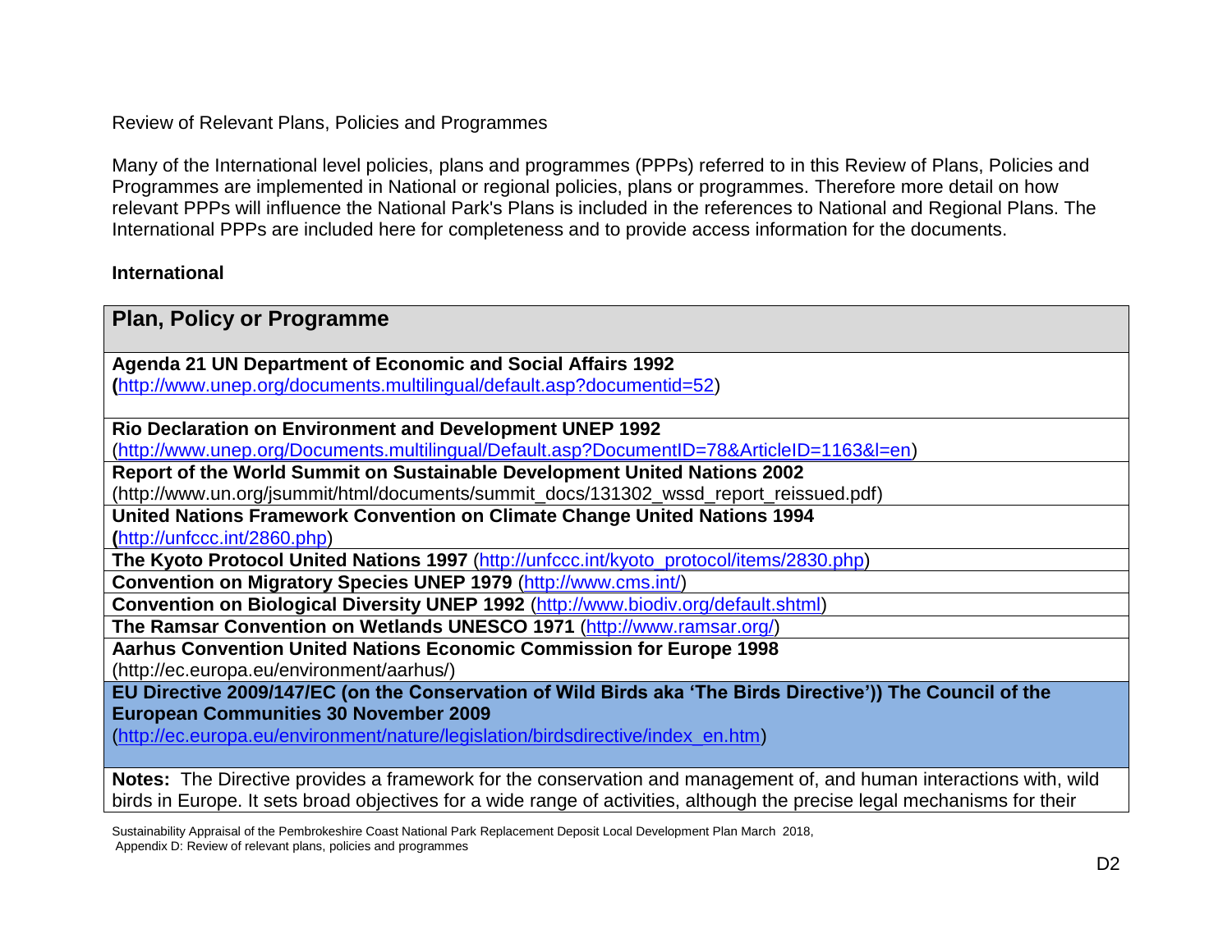Review of Relevant Plans, Policies and Programmes

Many of the International level policies, plans and programmes (PPPs) referred to in this Review of Plans, Policies and Programmes are implemented in National or regional policies, plans or programmes. Therefore more detail on how relevant PPPs will influence the National Park's Plans is included in the references to National and Regional Plans. The International PPPs are included here for completeness and to provide access information for the documents.

**International**

| Plan, Policy or Programme |
|---|
| **Agenda 21 UN Department of Economic and Social Affairs 1992** **(**http://www.unep.org/documents.multilingual/default.asp?documentid=52) |
| **Rio Declaration on Environment and Development UNEP 1992** (http://www.unep.org/Documents.multilingual/Default.asp?DocumentID=78&ArticleID=1163&l=en) |
| **Report of the World Summit on Sustainable Development United Nations 2002** (http://www.un.org/jsummit/html/documents/summit_docs/131302_wssd_report_reissued.pdf) |
| **United Nations Framework Convention on Climate Change United Nations 1994** **(**http://unfccc.int/2860.php) |
| **The Kyoto Protocol United Nations 1997** (http://unfccc.int/kyoto_protocol/items/2830.php) |
| **Convention on Migratory Species UNEP 1979** (http://www.cms.int/) |
| **Convention on Biological Diversity UNEP 1992** (http://www.biodiv.org/default.shtml) |
| **The Ramsar Convention on Wetlands UNESCO 1971** (http://www.ramsar.org/) |
| **Aarhus Convention United Nations Economic Commission for Europe 1998** (http://ec.europa.eu/environment/aarhus/) |
| **EU Directive 2009/147/EC (on the Conservation of Wild Birds aka 'The Birds Directive')) The Council of the European Communities 30 November 2009** (http://ec.europa.eu/environment/nature/legislation/birdsdirective/index_en.htm) |
| **Notes:** The Directive provides a framework for the conservation and management of, and human interactions with, wild birds in Europe. It sets broad objectives for a wide range of activities, although the precise legal mechanisms for their |

Sustainability Appraisal of the Pembrokeshire Coast National Park Replacement Deposit Local Development Plan March 2018, Appendix D: Review of relevant plans, policies and programmes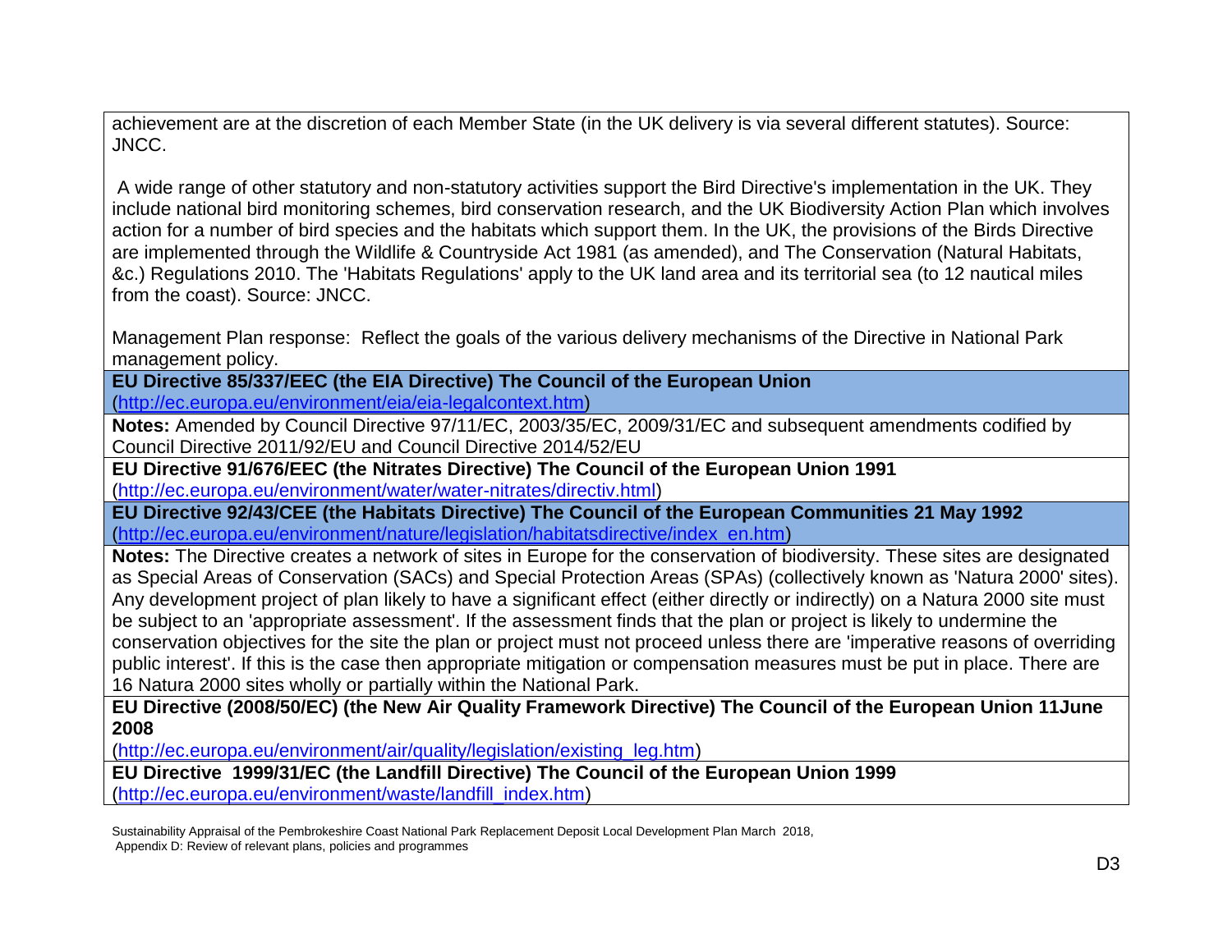achievement are at the discretion of each Member State (in the UK delivery is via several different statutes). Source: JNCC.

A wide range of other statutory and non-statutory activities support the Bird Directive's implementation in the UK. They include national bird monitoring schemes, bird conservation research, and the UK Biodiversity Action Plan which involves action for a number of bird species and the habitats which support them. In the UK, the provisions of the Birds Directive are implemented through the Wildlife & Countryside Act 1981 (as amended), and The Conservation (Natural Habitats, &c.) Regulations 2010. The 'Habitats Regulations' apply to the UK land area and its territorial sea (to 12 nautical miles from the coast). Source: JNCC.

Management Plan response: Reflect the goals of the various delivery mechanisms of the Directive in National Park management policy.

**EU Directive 85/337/EEC (the EIA Directive) The Council of the European Union**
(http://ec.europa.eu/environment/eia/eia-legalcontext.htm)

**Notes:** Amended by Council Directive 97/11/EC, 2003/35/EC, 2009/31/EC and subsequent amendments codified by Council Directive 2011/92/EU and Council Directive 2014/52/EU

**EU Directive 91/676/EEC (the Nitrates Directive) The Council of the European Union 1991**
(http://ec.europa.eu/environment/water/water-nitrates/directiv.html)

**EU Directive 92/43/CEE (the Habitats Directive) The Council of the European Communities 21 May 1992**
(http://ec.europa.eu/environment/nature/legislation/habitatsdirective/index_en.htm)

**Notes:** The Directive creates a network of sites in Europe for the conservation of biodiversity. These sites are designated as Special Areas of Conservation (SACs) and Special Protection Areas (SPAs) (collectively known as 'Natura 2000' sites). Any development project of plan likely to have a significant effect (either directly or indirectly) on a Natura 2000 site must be subject to an 'appropriate assessment'. If the assessment finds that the plan or project is likely to undermine the conservation objectives for the site the plan or project must not proceed unless there are 'imperative reasons of overriding public interest'. If this is the case then appropriate mitigation or compensation measures must be put in place. There are 16 Natura 2000 sites wholly or partially within the National Park.

**EU Directive (2008/50/EC) (the New Air Quality Framework Directive) The Council of the European Union 11June 2008**
(http://ec.europa.eu/environment/air/quality/legislation/existing_leg.htm)

**EU Directive 1999/31/EC (the Landfill Directive) The Council of the European Union 1999**
(http://ec.europa.eu/environment/waste/landfill_index.htm)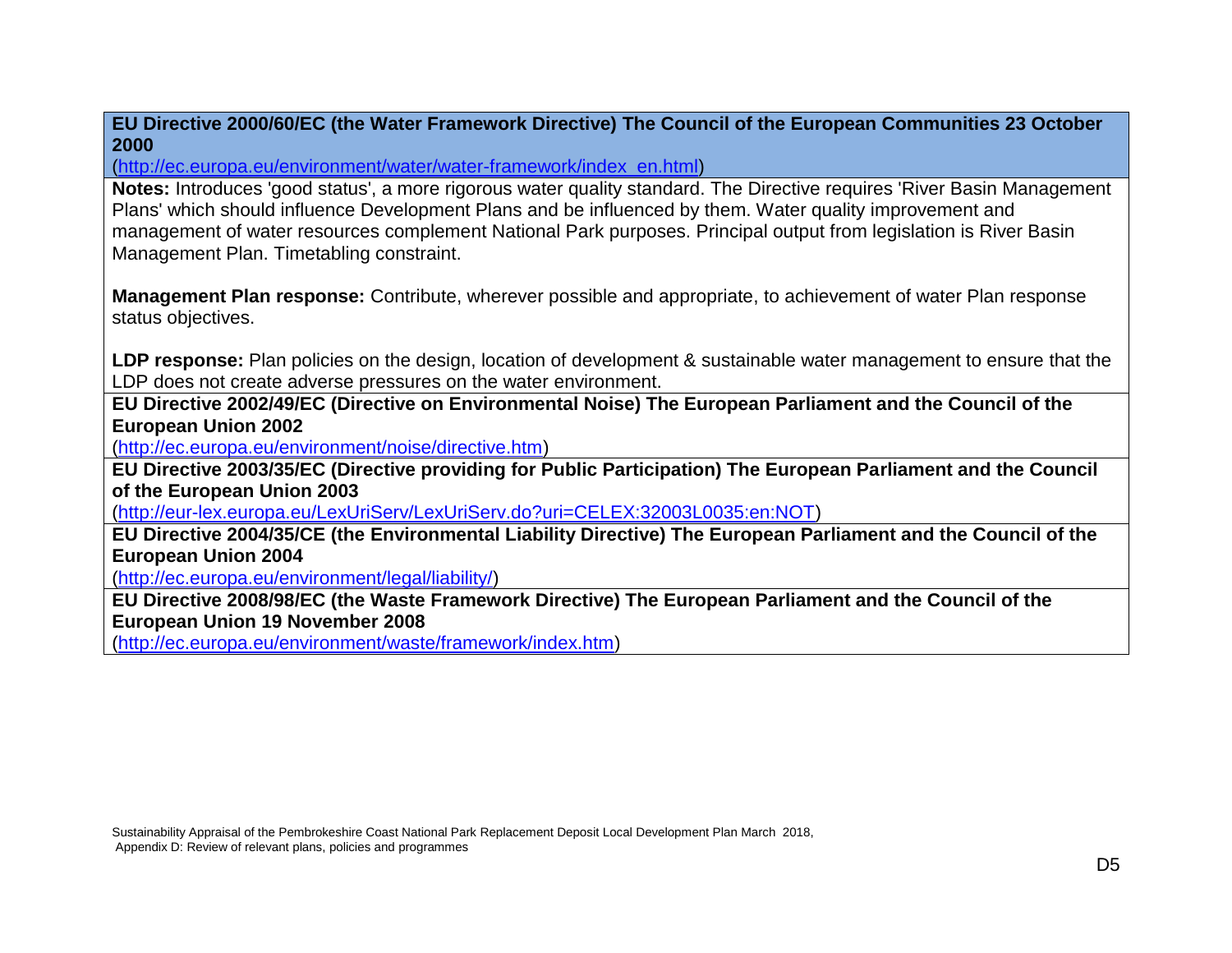**EU Directive 2000/60/EC (the Water Framework Directive) The Council of the European Communities 23 October 2000**
(http://ec.europa.eu/environment/water/water-framework/index_en.html)

**Notes:** Introduces 'good status', a more rigorous water quality standard. The Directive requires 'River Basin Management Plans' which should influence Development Plans and be influenced by them. Water quality improvement and management of water resources complement National Park purposes. Principal output from legislation is River Basin Management Plan. Timetabling constraint.

**Management Plan response:** Contribute, wherever possible and appropriate, to achievement of water Plan response status objectives.

**LDP response:** Plan policies on the design, location of development & sustainable water management to ensure that the LDP does not create adverse pressures on the water environment.

**EU Directive 2002/49/EC (Directive on Environmental Noise) The European Parliament and the Council of the European Union 2002**
(http://ec.europa.eu/environment/noise/directive.htm)

**EU Directive 2003/35/EC (Directive providing for Public Participation) The European Parliament and the Council of the European Union 2003**
(http://eur-lex.europa.eu/LexUriServ/LexUriServ.do?uri=CELEX:32003L0035:en:NOT)

**EU Directive 2004/35/CE (the Environmental Liability Directive) The European Parliament and the Council of the European Union 2004**
(http://ec.europa.eu/environment/legal/liability/)

**EU Directive 2008/98/EC (the Waste Framework Directive) The European Parliament and the Council of the European Union 19 November 2008**
(http://ec.europa.eu/environment/waste/framework/index.htm)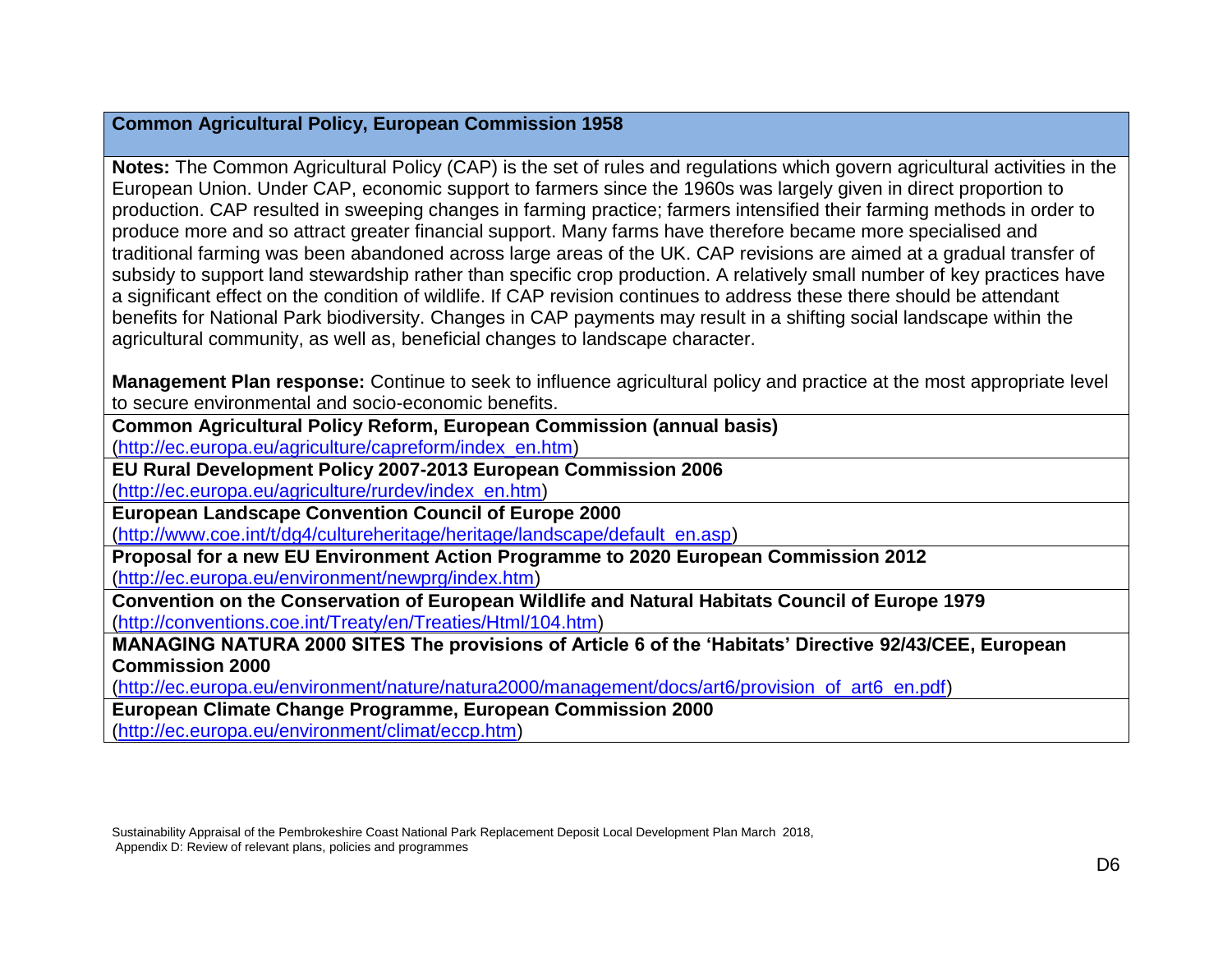**Common Agricultural Policy, European Commission 1958**

**Notes:** The Common Agricultural Policy (CAP) is the set of rules and regulations which govern agricultural activities in the European Union. Under CAP, economic support to farmers since the 1960s was largely given in direct proportion to production. CAP resulted in sweeping changes in farming practice; farmers intensified their farming methods in order to produce more and so attract greater financial support. Many farms have therefore became more specialised and traditional farming was been abandoned across large areas of the UK. CAP revisions are aimed at a gradual transfer of subsidy to support land stewardship rather than specific crop production. A relatively small number of key practices have a significant effect on the condition of wildlife. If CAP revision continues to address these there should be attendant benefits for National Park biodiversity. Changes in CAP payments may result in a shifting social landscape within the agricultural community, as well as, beneficial changes to landscape character.

**Management Plan response:** Continue to seek to influence agricultural policy and practice at the most appropriate level to secure environmental and socio-economic benefits.

**Common Agricultural Policy Reform, European Commission (annual basis)**
(http://ec.europa.eu/agriculture/capreform/index_en.htm)

**EU Rural Development Policy 2007-2013 European Commission 2006**
(http://ec.europa.eu/agriculture/rurdev/index_en.htm)

**European Landscape Convention Council of Europe 2000**
(http://www.coe.int/t/dg4/cultureheritage/heritage/landscape/default_en.asp)

**Proposal for a new EU Environment Action Programme to 2020 European Commission 2012**
(http://ec.europa.eu/environment/newprg/index.htm)

**Convention on the Conservation of European Wildlife and Natural Habitats Council of Europe 1979**
(http://conventions.coe.int/Treaty/en/Treaties/Html/104.htm)

**MANAGING NATURA 2000 SITES The provisions of Article 6 of the 'Habitats' Directive 92/43/CEE, European Commission 2000**
(http://ec.europa.eu/environment/nature/natura2000/management/docs/art6/provision_of_art6_en.pdf)

**European Climate Change Programme, European Commission 2000**
(http://ec.europa.eu/environment/climat/eccp.htm)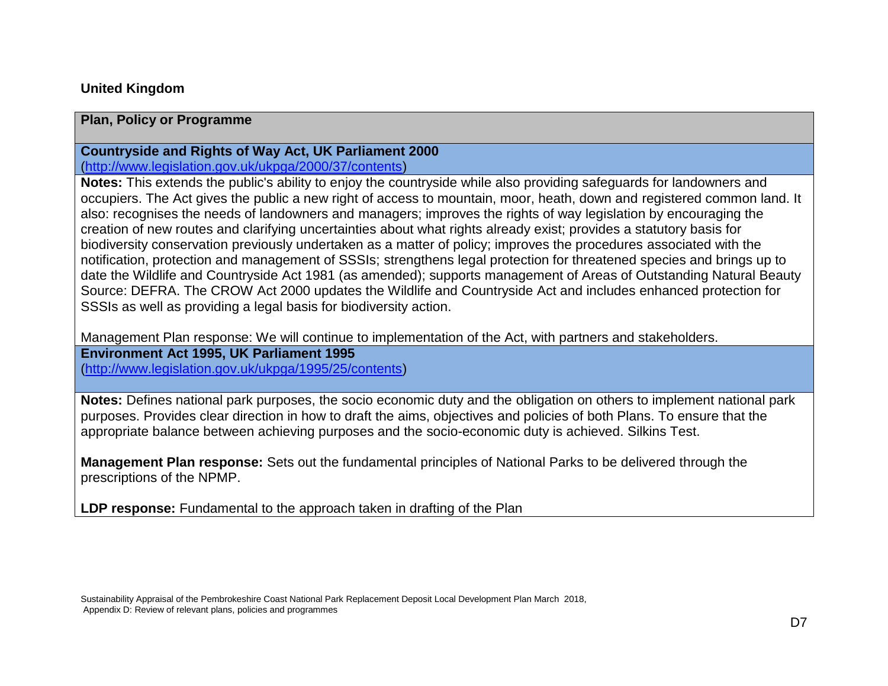**United Kingdom**

| Plan, Policy or Programme |
|---|
| **Countryside and Rights of Way Act, UK Parliament 2000** (http://www.legislation.gov.uk/ukpga/2000/37/contents) |
| **Notes:** This extends the public's ability to enjoy the countryside while also providing safeguards for landowners and occupiers. The Act gives the public a new right of access to mountain, moor, heath, down and registered common land. It also: recognises the needs of landowners and managers; improves the rights of way legislation by encouraging the creation of new routes and clarifying uncertainties about what rights already exist; provides a statutory basis for biodiversity conservation previously undertaken as a matter of policy; improves the procedures associated with the notification, protection and management of SSSIs; strengthens legal protection for threatened species and brings up to date the Wildlife and Countryside Act 1981 (as amended); supports management of Areas of Outstanding Natural Beauty Source: DEFRA. The CROW Act 2000 updates the Wildlife and Countryside Act and includes enhanced protection for SSSIs as well as providing a legal basis for biodiversity action.<br><br>Management Plan response: We will continue to implementation of the Act, with partners and stakeholders. |
| **Environment Act 1995, UK Parliament 1995** (http://www.legislation.gov.uk/ukpga/1995/25/contents) |
| **Notes:** Defines national park purposes, the socio economic duty and the obligation on others to implement national park purposes. Provides clear direction in how to draft the aims, objectives and policies of both Plans. To ensure that the appropriate balance between achieving purposes and the socio-economic duty is achieved. Silkins Test.<br><br>**Management Plan response:** Sets out the fundamental principles of National Parks to be delivered through the prescriptions of the NPMP.<br><br>**LDP response:** Fundamental to the approach taken in drafting of the Plan |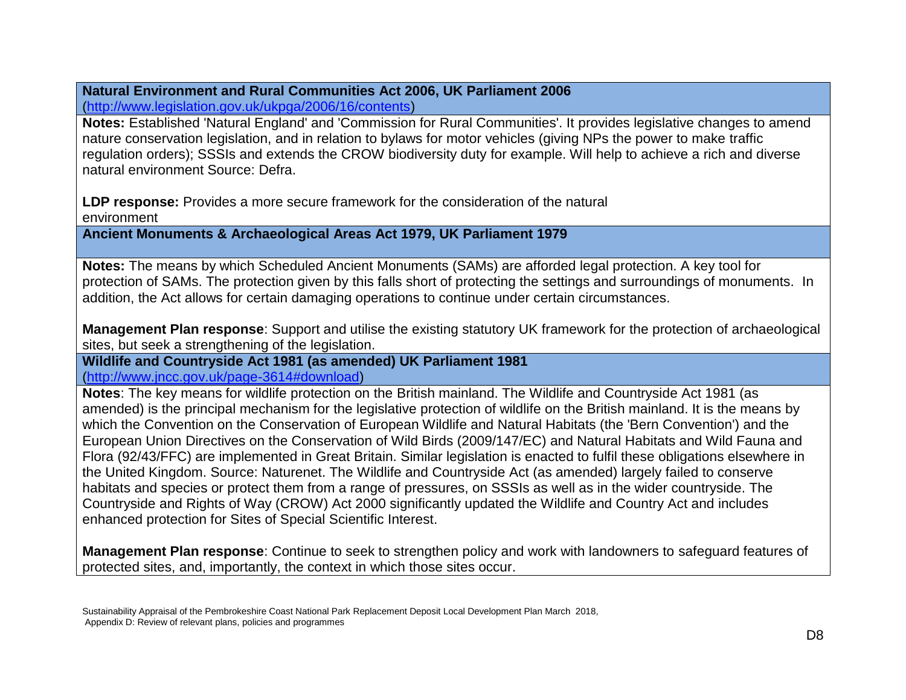**Natural Environment and Rural Communities Act 2006, UK Parliament 2006**
(http://www.legislation.gov.uk/ukpga/2006/16/contents)

**Notes:** Established 'Natural England' and 'Commission for Rural Communities'. It provides legislative changes to amend nature conservation legislation, and in relation to bylaws for motor vehicles (giving NPs the power to make traffic regulation orders); SSSIs and extends the CROW biodiversity duty for example. Will help to achieve a rich and diverse natural environment Source: Defra.

**LDP response:** Provides a more secure framework for the consideration of the natural environment

**Ancient Monuments & Archaeological Areas Act 1979, UK Parliament 1979**

**Notes:** The means by which Scheduled Ancient Monuments (SAMs) are afforded legal protection. A key tool for protection of SAMs. The protection given by this falls short of protecting the settings and surroundings of monuments. In addition, the Act allows for certain damaging operations to continue under certain circumstances.

**Management Plan response**: Support and utilise the existing statutory UK framework for the protection of archaeological sites, but seek a strengthening of the legislation.

**Wildlife and Countryside Act 1981 (as amended) UK Parliament 1981**
(http://www.jncc.gov.uk/page-3614#download)

**Notes**: The key means for wildlife protection on the British mainland. The Wildlife and Countryside Act 1981 (as amended) is the principal mechanism for the legislative protection of wildlife on the British mainland. It is the means by which the Convention on the Conservation of European Wildlife and Natural Habitats (the 'Bern Convention') and the European Union Directives on the Conservation of Wild Birds (2009/147/EC) and Natural Habitats and Wild Fauna and Flora (92/43/FFC) are implemented in Great Britain. Similar legislation is enacted to fulfil these obligations elsewhere in the United Kingdom. Source: Naturenet. The Wildlife and Countryside Act (as amended) largely failed to conserve habitats and species or protect them from a range of pressures, on SSSIs as well as in the wider countryside. The Countryside and Rights of Way (CROW) Act 2000 significantly updated the Wildlife and Country Act and includes enhanced protection for Sites of Special Scientific Interest.

**Management Plan response**: Continue to seek to strengthen policy and work with landowners to safeguard features of protected sites, and, importantly, the context in which those sites occur.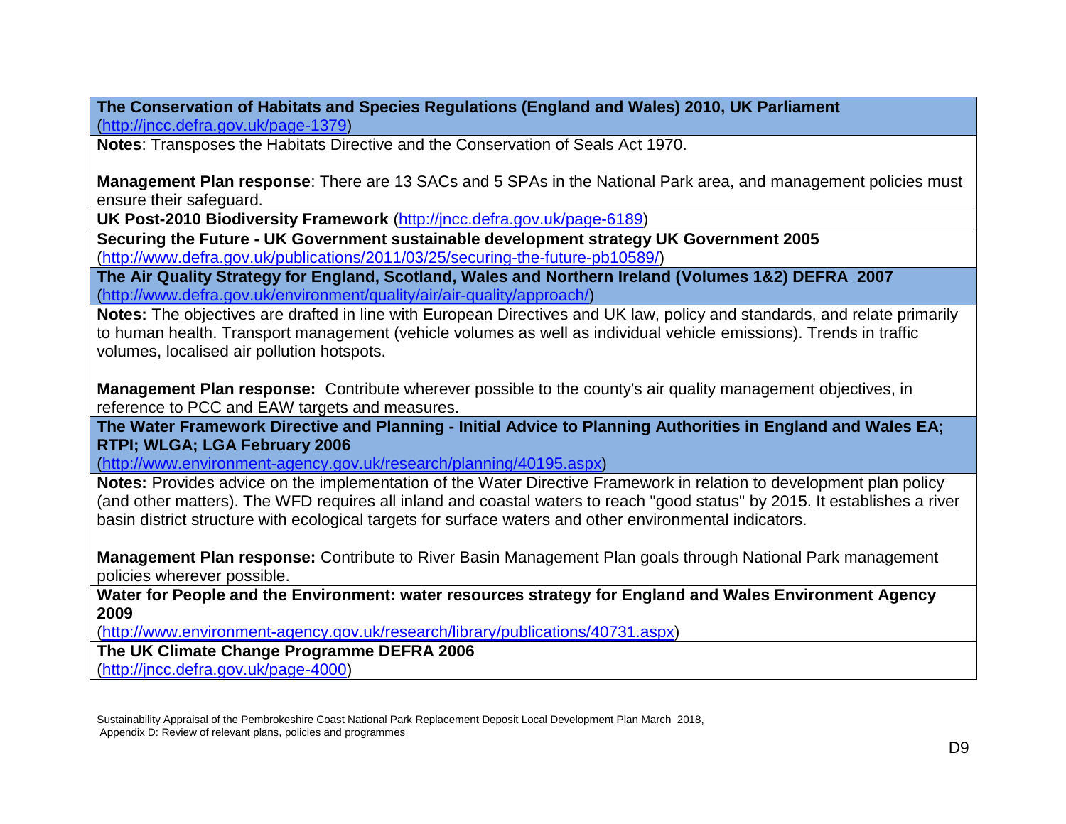**The Conservation of Habitats and Species Regulations (England and Wales) 2010, UK Parliament** (http://jncc.defra.gov.uk/page-1379)

**Notes**: Transposes the Habitats Directive and the Conservation of Seals Act 1970.

**Management Plan response**: There are 13 SACs and 5 SPAs in the National Park area, and management policies must ensure their safeguard.

**UK Post-2010 Biodiversity Framework** (http://jncc.defra.gov.uk/page-6189)

**Securing the Future - UK Government sustainable development strategy UK Government 2005** (http://www.defra.gov.uk/publications/2011/03/25/securing-the-future-pb10589/)

**The Air Quality Strategy for England, Scotland, Wales and Northern Ireland (Volumes 1&2) DEFRA 2007** (http://www.defra.gov.uk/environment/quality/air/air-quality/approach/)

**Notes:** The objectives are drafted in line with European Directives and UK law, policy and standards, and relate primarily to human health. Transport management (vehicle volumes as well as individual vehicle emissions). Trends in traffic volumes, localised air pollution hotspots.

**Management Plan response:** Contribute wherever possible to the county's air quality management objectives, in reference to PCC and EAW targets and measures.

**The Water Framework Directive and Planning - Initial Advice to Planning Authorities in England and Wales EA; RTPI; WLGA; LGA February 2006** (http://www.environment-agency.gov.uk/research/planning/40195.aspx)

**Notes:** Provides advice on the implementation of the Water Directive Framework in relation to development plan policy (and other matters). The WFD requires all inland and coastal waters to reach "good status" by 2015. It establishes a river basin district structure with ecological targets for surface waters and other environmental indicators.

**Management Plan response:** Contribute to River Basin Management Plan goals through National Park management policies wherever possible.

**Water for People and the Environment: water resources strategy for England and Wales Environment Agency 2009** (http://www.environment-agency.gov.uk/research/library/publications/40731.aspx)

**The UK Climate Change Programme DEFRA 2006** (http://jncc.defra.gov.uk/page-4000)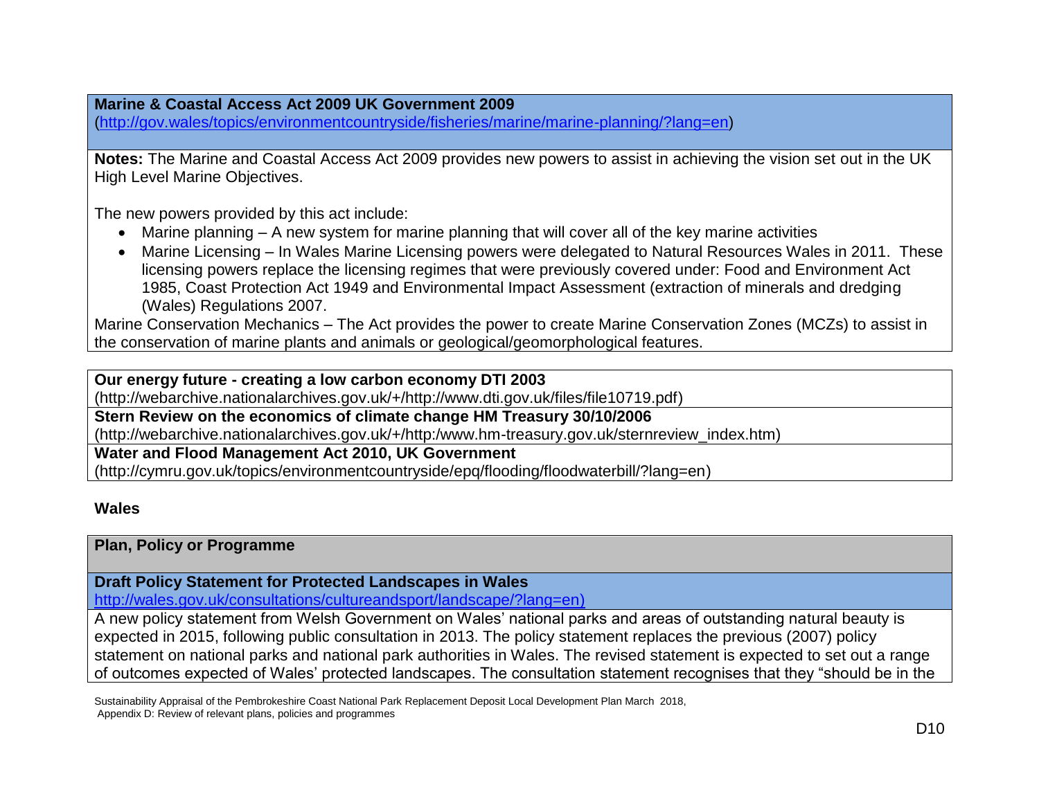**Marine & Coastal Access Act 2009 UK Government 2009**
(http://gov.wales/topics/environmentcountryside/fisheries/marine/marine-planning/?lang=en)

**Notes:** The Marine and Coastal Access Act 2009 provides new powers to assist in achieving the vision set out in the UK High Level Marine Objectives.

The new powers provided by this act include:

- Marine planning – A new system for marine planning that will cover all of the key marine activities
- Marine Licensing – In Wales Marine Licensing powers were delegated to Natural Resources Wales in 2011. These licensing powers replace the licensing regimes that were previously covered under: Food and Environment Act 1985, Coast Protection Act 1949 and Environmental Impact Assessment (extraction of minerals and dredging (Wales) Regulations 2007.

Marine Conservation Mechanics – The Act provides the power to create Marine Conservation Zones (MCZs) to assist in the conservation of marine plants and animals or geological/geomorphological features.

**Our energy future - creating a low carbon economy DTI 2003**
(http://webarchive.nationalarchives.gov.uk/+/http://www.dti.gov.uk/files/file10719.pdf)

**Stern Review on the economics of climate change HM Treasury 30/10/2006**
(http://webarchive.nationalarchives.gov.uk/+/http:/www.hm-treasury.gov.uk/sternreview_index.htm)

**Water and Flood Management Act 2010, UK Government**
(http://cymru.gov.uk/topics/environmentcountryside/epq/flooding/floodwaterbill/?lang=en)

## Wales

**Plan, Policy or Programme**

**Draft Policy Statement for Protected Landscapes in Wales**
http://wales.gov.uk/consultations/cultureandsport/landscape/?lang=en)

A new policy statement from Welsh Government on Wales' national parks and areas of outstanding natural beauty is expected in 2015, following public consultation in 2013. The policy statement replaces the previous (2007) policy statement on national parks and national park authorities in Wales. The revised statement is expected to set out a range of outcomes expected of Wales' protected landscapes. The consultation statement recognises that they "should be in the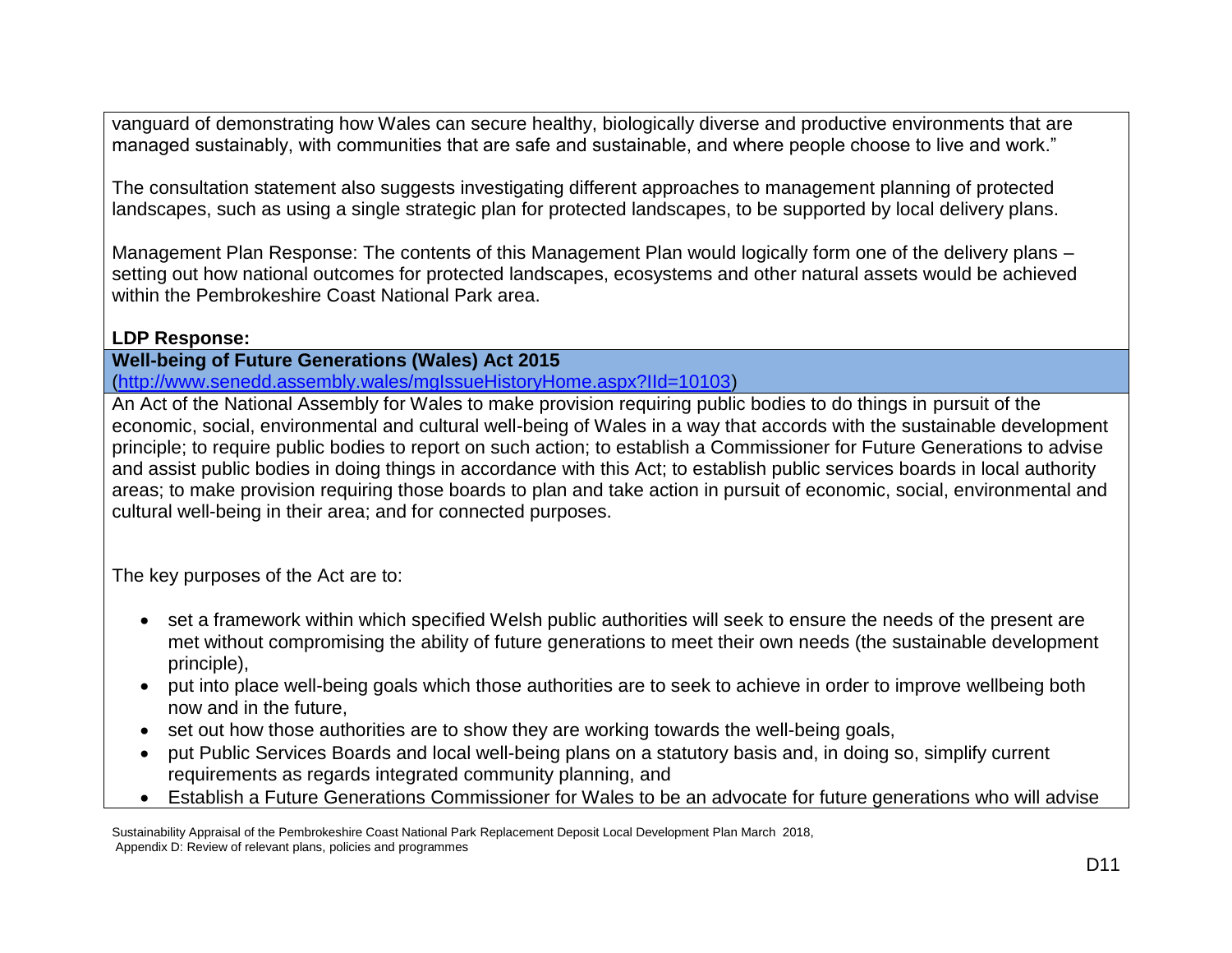vanguard of demonstrating how Wales can secure healthy, biologically diverse and productive environments that are managed sustainably, with communities that are safe and sustainable, and where people choose to live and work."

The consultation statement also suggests investigating different approaches to management planning of protected landscapes, such as using a single strategic plan for protected landscapes, to be supported by local delivery plans.

Management Plan Response: The contents of this Management Plan would logically form one of the delivery plans – setting out how national outcomes for protected landscapes, ecosystems and other natural assets would be achieved within the Pembrokeshire Coast National Park area.

**LDP Response:**

**Well-being of Future Generations (Wales) Act 2015**
(http://www.senedd.assembly.wales/mgIssueHistoryHome.aspx?IId=10103)

An Act of the National Assembly for Wales to make provision requiring public bodies to do things in pursuit of the economic, social, environmental and cultural well-being of Wales in a way that accords with the sustainable development principle; to require public bodies to report on such action; to establish a Commissioner for Future Generations to advise and assist public bodies in doing things in accordance with this Act; to establish public services boards in local authority areas; to make provision requiring those boards to plan and take action in pursuit of economic, social, environmental and cultural well-being in their area; and for connected purposes.

The key purposes of the Act are to:

- set a framework within which specified Welsh public authorities will seek to ensure the needs of the present are met without compromising the ability of future generations to meet their own needs (the sustainable development principle),
- put into place well-being goals which those authorities are to seek to achieve in order to improve wellbeing both now and in the future,
- set out how those authorities are to show they are working towards the well-being goals,
- put Public Services Boards and local well-being plans on a statutory basis and, in doing so, simplify current requirements as regards integrated community planning, and
- Establish a Future Generations Commissioner for Wales to be an advocate for future generations who will advise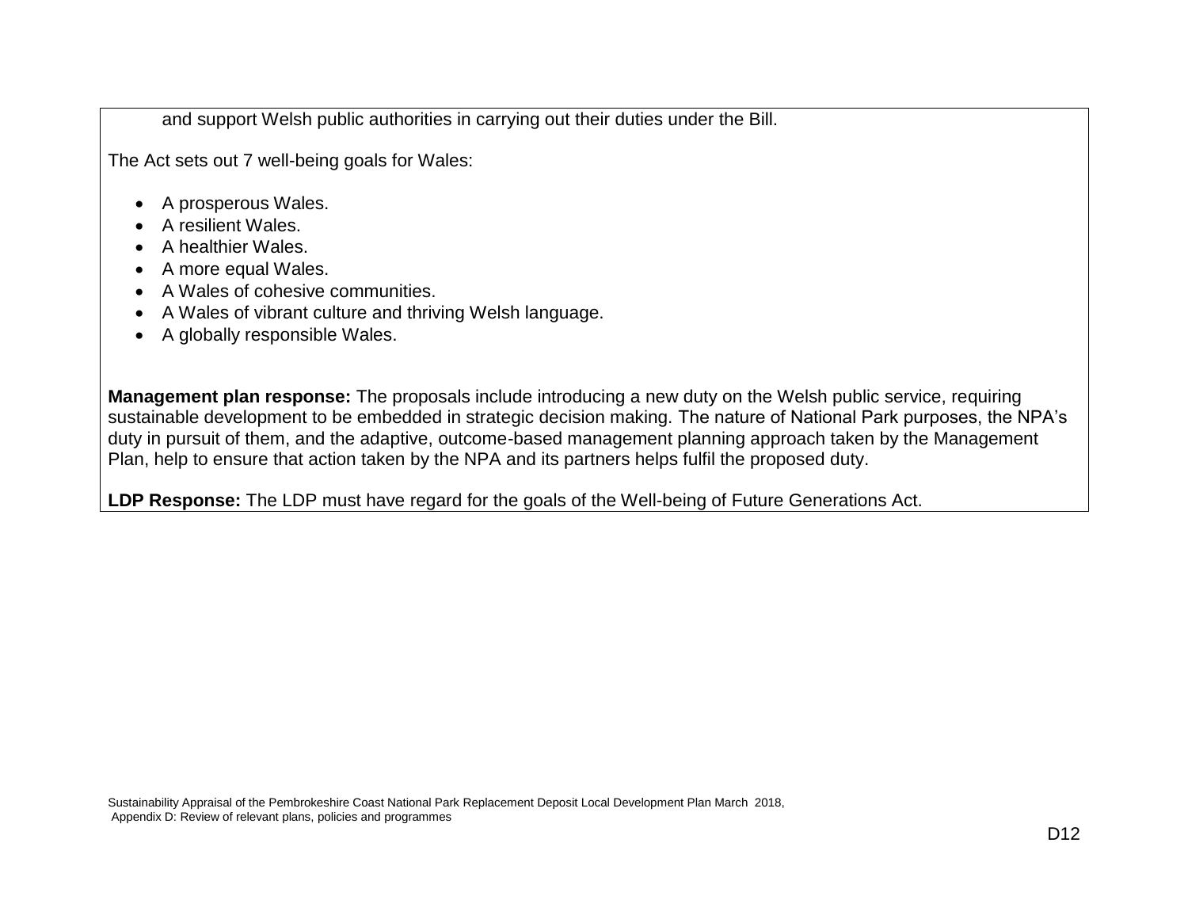and support Welsh public authorities in carrying out their duties under the Bill.

The Act sets out 7 well-being goals for Wales:

- A prosperous Wales.
- A resilient Wales.
- A healthier Wales.
- A more equal Wales.
- A Wales of cohesive communities.
- A Wales of vibrant culture and thriving Welsh language.
- A globally responsible Wales.

**Management plan response:** The proposals include introducing a new duty on the Welsh public service, requiring sustainable development to be embedded in strategic decision making. The nature of National Park purposes, the NPA's duty in pursuit of them, and the adaptive, outcome-based management planning approach taken by the Management Plan, help to ensure that action taken by the NPA and its partners helps fulfil the proposed duty.

**LDP Response:** The LDP must have regard for the goals of the Well-being of Future Generations Act.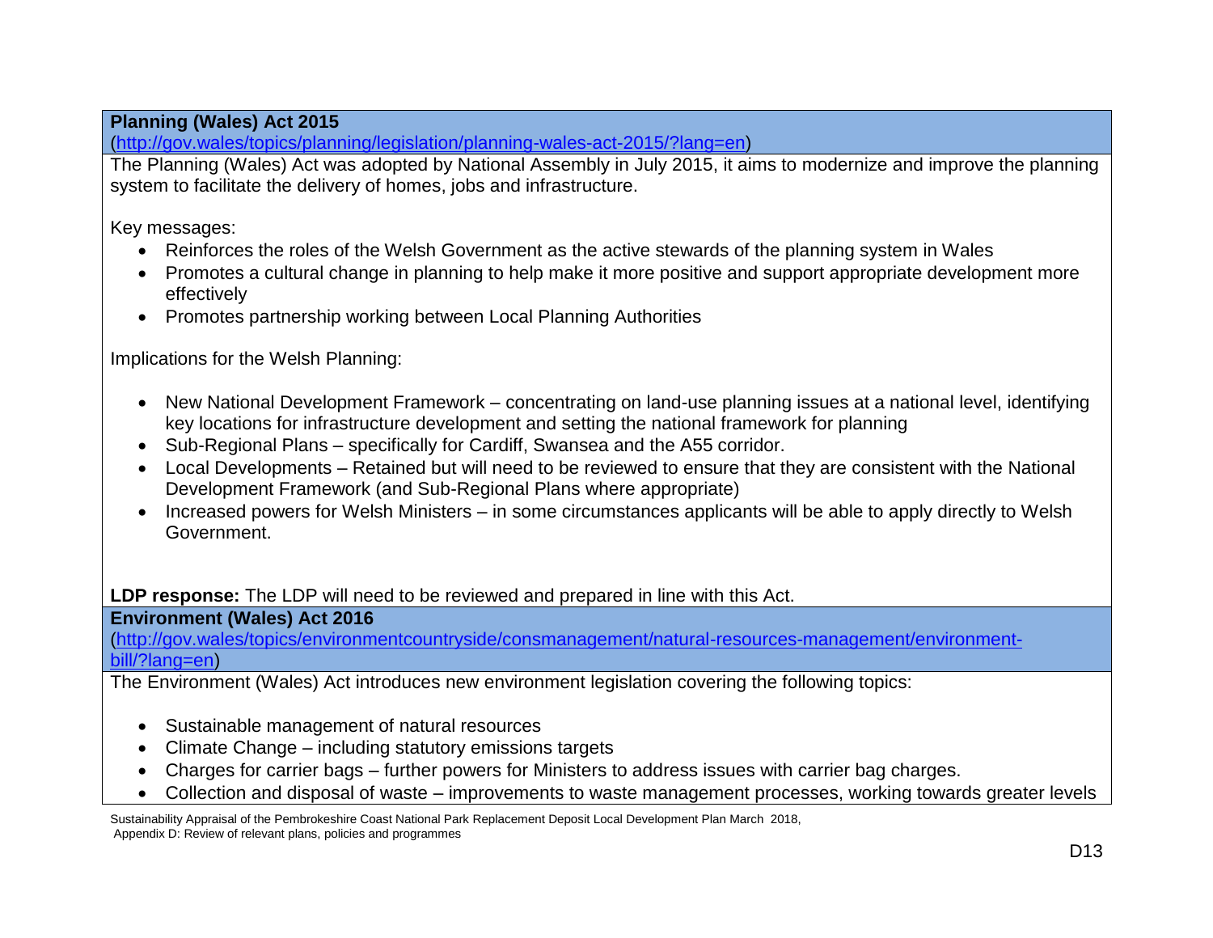**Planning (Wales) Act 2015**
(http://gov.wales/topics/planning/legislation/planning-wales-act-2015/?lang=en)

The Planning (Wales) Act was adopted by National Assembly in July 2015, it aims to modernize and improve the planning system to facilitate the delivery of homes, jobs and infrastructure.

Key messages:

- Reinforces the roles of the Welsh Government as the active stewards of the planning system in Wales
- Promotes a cultural change in planning to help make it more positive and support appropriate development more effectively
- Promotes partnership working between Local Planning Authorities

Implications for the Welsh Planning:

- New National Development Framework – concentrating on land-use planning issues at a national level, identifying key locations for infrastructure development and setting the national framework for planning
- Sub-Regional Plans – specifically for Cardiff, Swansea and the A55 corridor.
- Local Developments – Retained but will need to be reviewed to ensure that they are consistent with the National Development Framework (and Sub-Regional Plans where appropriate)
- Increased powers for Welsh Ministers – in some circumstances applicants will be able to apply directly to Welsh Government.

**LDP response:** The LDP will need to be reviewed and prepared in line with this Act.

**Environment (Wales) Act 2016**
(http://gov.wales/topics/environmentcountryside/consmanagement/natural-resources-management/environment-bill/?lang=en)

The Environment (Wales) Act introduces new environment legislation covering the following topics:

- Sustainable management of natural resources
- Climate Change – including statutory emissions targets
- Charges for carrier bags – further powers for Ministers to address issues with carrier bag charges.
- Collection and disposal of waste – improvements to waste management processes, working towards greater levels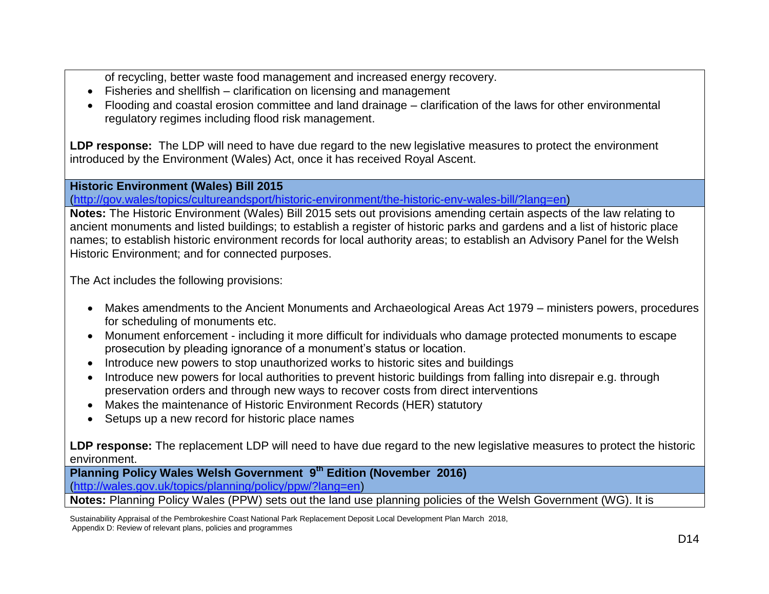of recycling, better waste food management and increased energy recovery.
- Fisheries and shellfish – clarification on licensing and management
- Flooding and coastal erosion committee and land drainage – clarification of the laws for other environmental regulatory regimes including flood risk management.

**LDP response:** The LDP will need to have due regard to the new legislative measures to protect the environment introduced by the Environment (Wales) Act, once it has received Royal Ascent.

**Historic Environment (Wales) Bill 2015**
(http://gov.wales/topics/cultureandsport/historic-environment/the-historic-env-wales-bill/?lang=en)

**Notes:** The Historic Environment (Wales) Bill 2015 sets out provisions amending certain aspects of the law relating to ancient monuments and listed buildings; to establish a register of historic parks and gardens and a list of historic place names; to establish historic environment records for local authority areas; to establish an Advisory Panel for the Welsh Historic Environment; and for connected purposes.

The Act includes the following provisions:

- Makes amendments to the Ancient Monuments and Archaeological Areas Act 1979 – ministers powers, procedures for scheduling of monuments etc.
- Monument enforcement - including it more difficult for individuals who damage protected monuments to escape prosecution by pleading ignorance of a monument's status or location.
- Introduce new powers to stop unauthorized works to historic sites and buildings
- Introduce new powers for local authorities to prevent historic buildings from falling into disrepair e.g. through preservation orders and through new ways to recover costs from direct interventions
- Makes the maintenance of Historic Environment Records (HER) statutory
- Setups up a new record for historic place names

**LDP response:** The replacement LDP will need to have due regard to the new legislative measures to protect the historic environment.

**Planning Policy Wales Welsh Government 9th Edition (November 2016)**
(http://wales.gov.uk/topics/planning/policy/ppw/?lang=en)

**Notes:** Planning Policy Wales (PPW) sets out the land use planning policies of the Welsh Government (WG). It is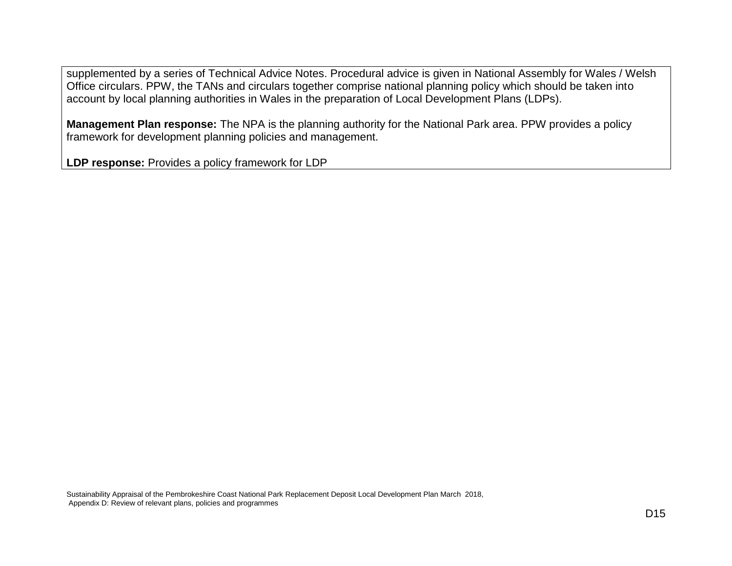supplemented by a series of Technical Advice Notes. Procedural advice is given in National Assembly for Wales / Welsh Office circulars. PPW, the TANs and circulars together comprise national planning policy which should be taken into account by local planning authorities in Wales in the preparation of Local Development Plans (LDPs).

**Management Plan response:** The NPA is the planning authority for the National Park area. PPW provides a policy framework for development planning policies and management.

**LDP response:** Provides a policy framework for LDP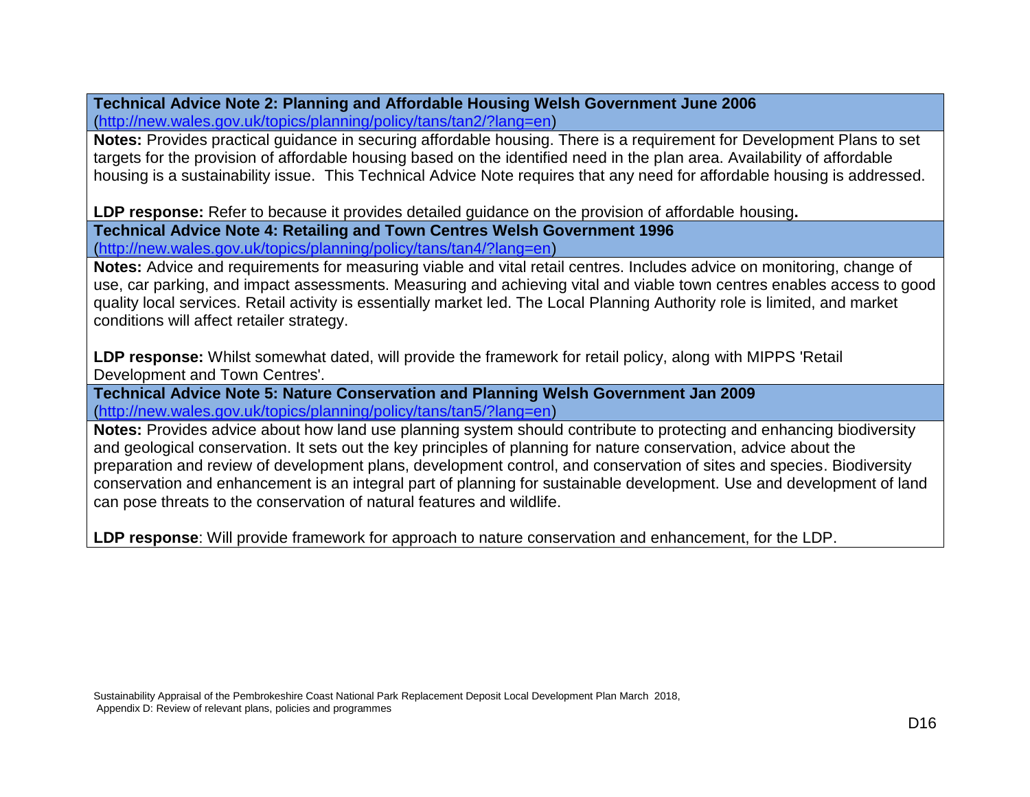**Technical Advice Note 2: Planning and Affordable Housing Welsh Government June 2006**
(http://new.wales.gov.uk/topics/planning/policy/tans/tan2/?lang=en)

**Notes:** Provides practical guidance in securing affordable housing. There is a requirement for Development Plans to set targets for the provision of affordable housing based on the identified need in the plan area. Availability of affordable housing is a sustainability issue. This Technical Advice Note requires that any need for affordable housing is addressed.

**LDP response:** Refer to because it provides detailed guidance on the provision of affordable housing**.**

**Technical Advice Note 4: Retailing and Town Centres Welsh Government 1996**
(http://new.wales.gov.uk/topics/planning/policy/tans/tan4/?lang=en)

**Notes:** Advice and requirements for measuring viable and vital retail centres. Includes advice on monitoring, change of use, car parking, and impact assessments. Measuring and achieving vital and viable town centres enables access to good quality local services. Retail activity is essentially market led. The Local Planning Authority role is limited, and market conditions will affect retailer strategy.

**LDP response:** Whilst somewhat dated, will provide the framework for retail policy, along with MIPPS 'Retail Development and Town Centres'.

**Technical Advice Note 5: Nature Conservation and Planning Welsh Government Jan 2009**
(http://new.wales.gov.uk/topics/planning/policy/tans/tan5/?lang=en)

**Notes:** Provides advice about how land use planning system should contribute to protecting and enhancing biodiversity and geological conservation. It sets out the key principles of planning for nature conservation, advice about the preparation and review of development plans, development control, and conservation of sites and species. Biodiversity conservation and enhancement is an integral part of planning for sustainable development. Use and development of land can pose threats to the conservation of natural features and wildlife.

**LDP response**: Will provide framework for approach to nature conservation and enhancement, for the LDP.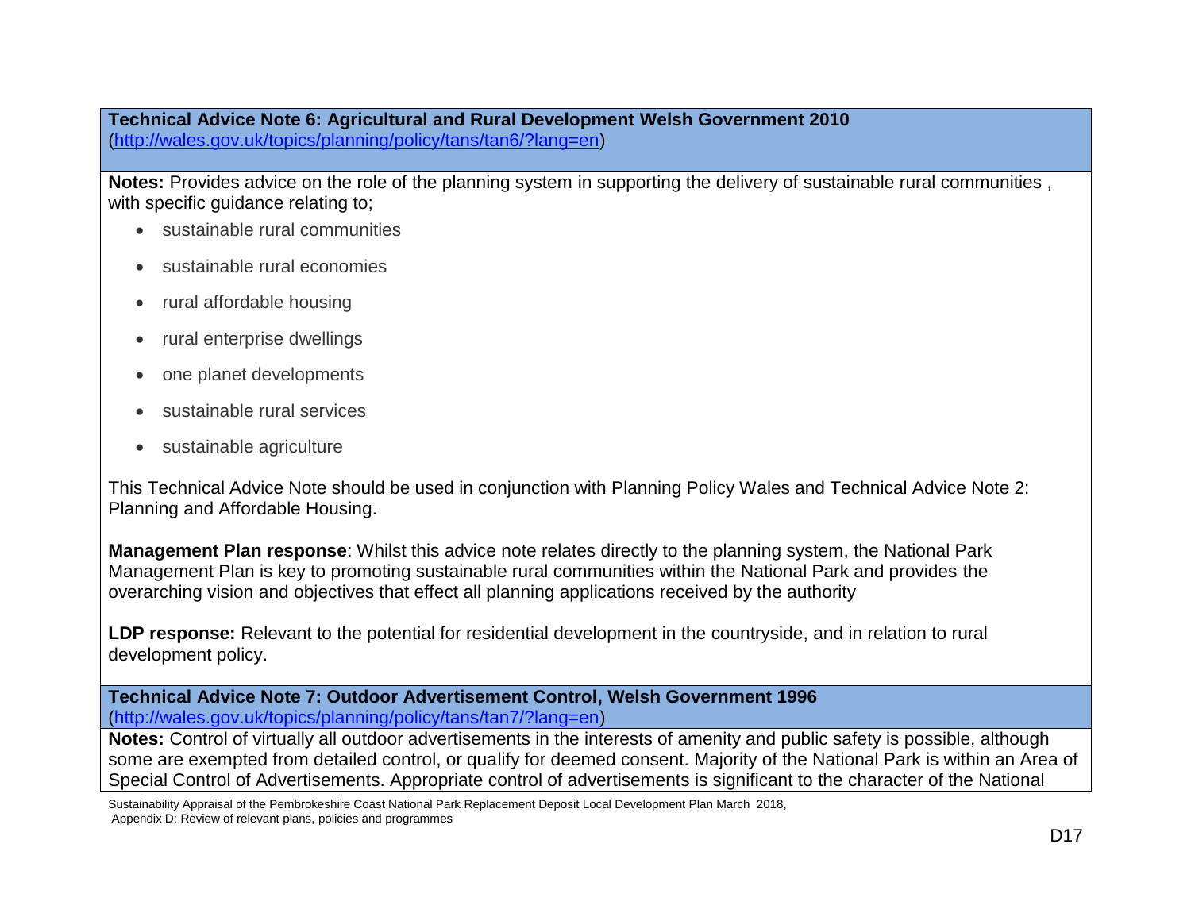**Technical Advice Note 6: Agricultural and Rural Development Welsh Government 2010**
(http://wales.gov.uk/topics/planning/policy/tans/tan6/?lang=en)

**Notes:** Provides advice on the role of the planning system in supporting the delivery of sustainable rural communities , with specific guidance relating to;

- sustainable rural communities
- sustainable rural economies
- rural affordable housing
- rural enterprise dwellings
- one planet developments
- sustainable rural services
- sustainable agriculture

This Technical Advice Note should be used in conjunction with Planning Policy Wales and Technical Advice Note 2: Planning and Affordable Housing.

**Management Plan response**: Whilst this advice note relates directly to the planning system, the National Park Management Plan is key to promoting sustainable rural communities within the National Park and provides the overarching vision and objectives that effect all planning applications received by the authority

**LDP response:** Relevant to the potential for residential development in the countryside, and in relation to rural development policy.

**Technical Advice Note 7: Outdoor Advertisement Control, Welsh Government 1996**
(http://wales.gov.uk/topics/planning/policy/tans/tan7/?lang=en)

**Notes:** Control of virtually all outdoor advertisements in the interests of amenity and public safety is possible, although some are exempted from detailed control, or qualify for deemed consent. Majority of the National Park is within an Area of Special Control of Advertisements. Appropriate control of advertisements is significant to the character of the National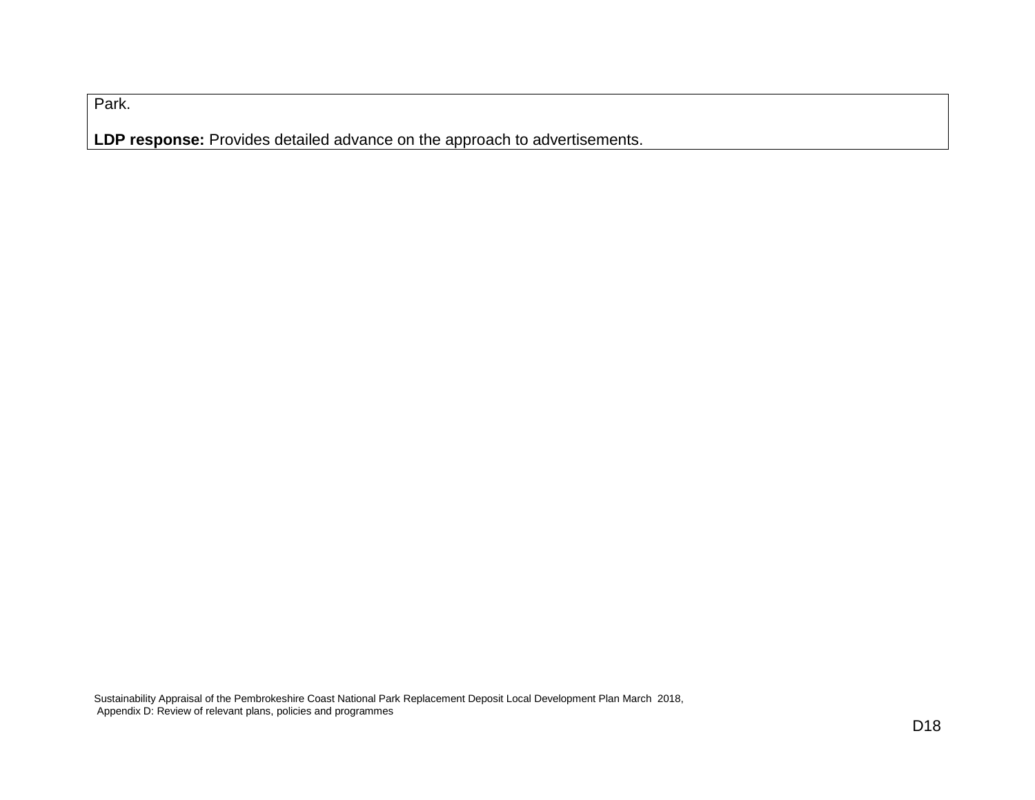| Park.<br><br>**LDP response:** Provides detailed advance on the approach to advertisements. |
|---|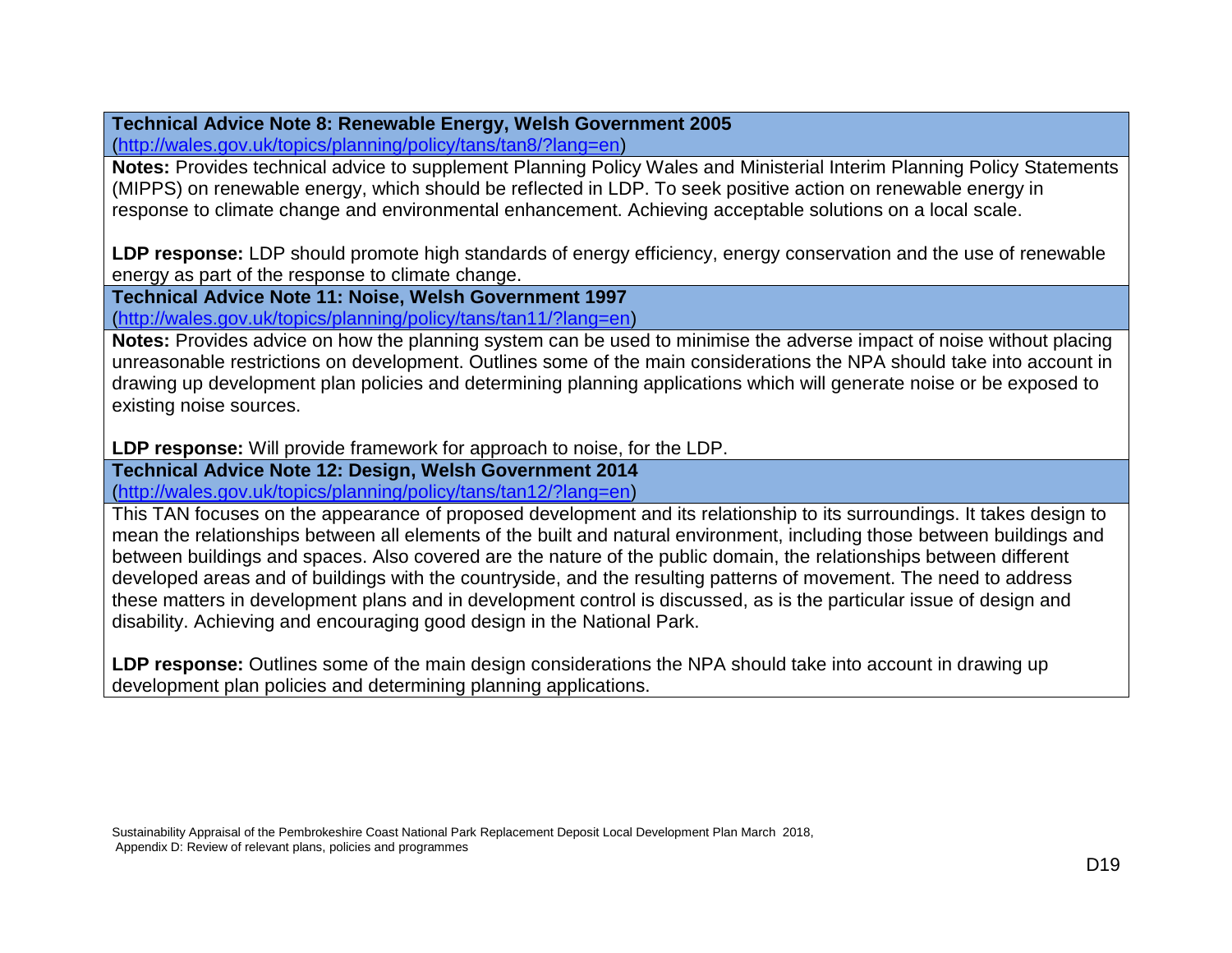**Technical Advice Note 8: Renewable Energy, Welsh Government 2005**
(http://wales.gov.uk/topics/planning/policy/tans/tan8/?lang=en)

**Notes:** Provides technical advice to supplement Planning Policy Wales and Ministerial Interim Planning Policy Statements (MIPPS) on renewable energy, which should be reflected in LDP. To seek positive action on renewable energy in response to climate change and environmental enhancement. Achieving acceptable solutions on a local scale.

**LDP response:** LDP should promote high standards of energy efficiency, energy conservation and the use of renewable energy as part of the response to climate change.

**Technical Advice Note 11: Noise, Welsh Government 1997**
(http://wales.gov.uk/topics/planning/policy/tans/tan11/?lang=en)

**Notes:** Provides advice on how the planning system can be used to minimise the adverse impact of noise without placing unreasonable restrictions on development. Outlines some of the main considerations the NPA should take into account in drawing up development plan policies and determining planning applications which will generate noise or be exposed to existing noise sources.

**LDP response:** Will provide framework for approach to noise, for the LDP.

**Technical Advice Note 12: Design, Welsh Government 2014**
(http://wales.gov.uk/topics/planning/policy/tans/tan12/?lang=en)

This TAN focuses on the appearance of proposed development and its relationship to its surroundings. It takes design to mean the relationships between all elements of the built and natural environment, including those between buildings and between buildings and spaces. Also covered are the nature of the public domain, the relationships between different developed areas and of buildings with the countryside, and the resulting patterns of movement. The need to address these matters in development plans and in development control is discussed, as is the particular issue of design and disability. Achieving and encouraging good design in the National Park.

**LDP response:** Outlines some of the main design considerations the NPA should take into account in drawing up development plan policies and determining planning applications.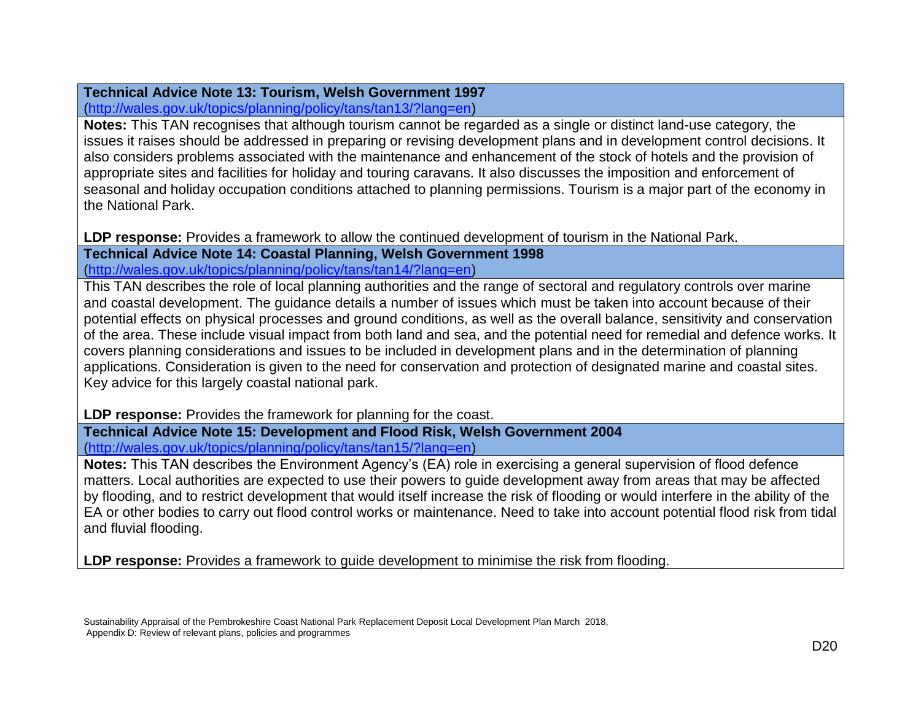**Technical Advice Note 13: Tourism, Welsh Government 1997**
(http://wales.gov.uk/topics/planning/policy/tans/tan13/?lang=en)

**Notes:** This TAN recognises that although tourism cannot be regarded as a single or distinct land-use category, the issues it raises should be addressed in preparing or revising development plans and in development control decisions. It also considers problems associated with the maintenance and enhancement of the stock of hotels and the provision of appropriate sites and facilities for holiday and touring caravans. It also discusses the imposition and enforcement of seasonal and holiday occupation conditions attached to planning permissions. Tourism is a major part of the economy in the National Park.

**LDP response:** Provides a framework to allow the continued development of tourism in the National Park.

**Technical Advice Note 14: Coastal Planning, Welsh Government 1998**
(http://wales.gov.uk/topics/planning/policy/tans/tan14/?lang=en)

This TAN describes the role of local planning authorities and the range of sectoral and regulatory controls over marine and coastal development. The guidance details a number of issues which must be taken into account because of their potential effects on physical processes and ground conditions, as well as the overall balance, sensitivity and conservation of the area. These include visual impact from both land and sea, and the potential need for remedial and defence works. It covers planning considerations and issues to be included in development plans and in the determination of planning applications. Consideration is given to the need for conservation and protection of designated marine and coastal sites. Key advice for this largely coastal national park.

**LDP response:** Provides the framework for planning for the coast.

**Technical Advice Note 15: Development and Flood Risk, Welsh Government 2004**
(http://wales.gov.uk/topics/planning/policy/tans/tan15/?lang=en)

**Notes:** This TAN describes the Environment Agency's (EA) role in exercising a general supervision of flood defence matters. Local authorities are expected to use their powers to guide development away from areas that may be affected by flooding, and to restrict development that would itself increase the risk of flooding or would interfere in the ability of the EA or other bodies to carry out flood control works or maintenance. Need to take into account potential flood risk from tidal and fluvial flooding.

**LDP response:** Provides a framework to guide development to minimise the risk from flooding.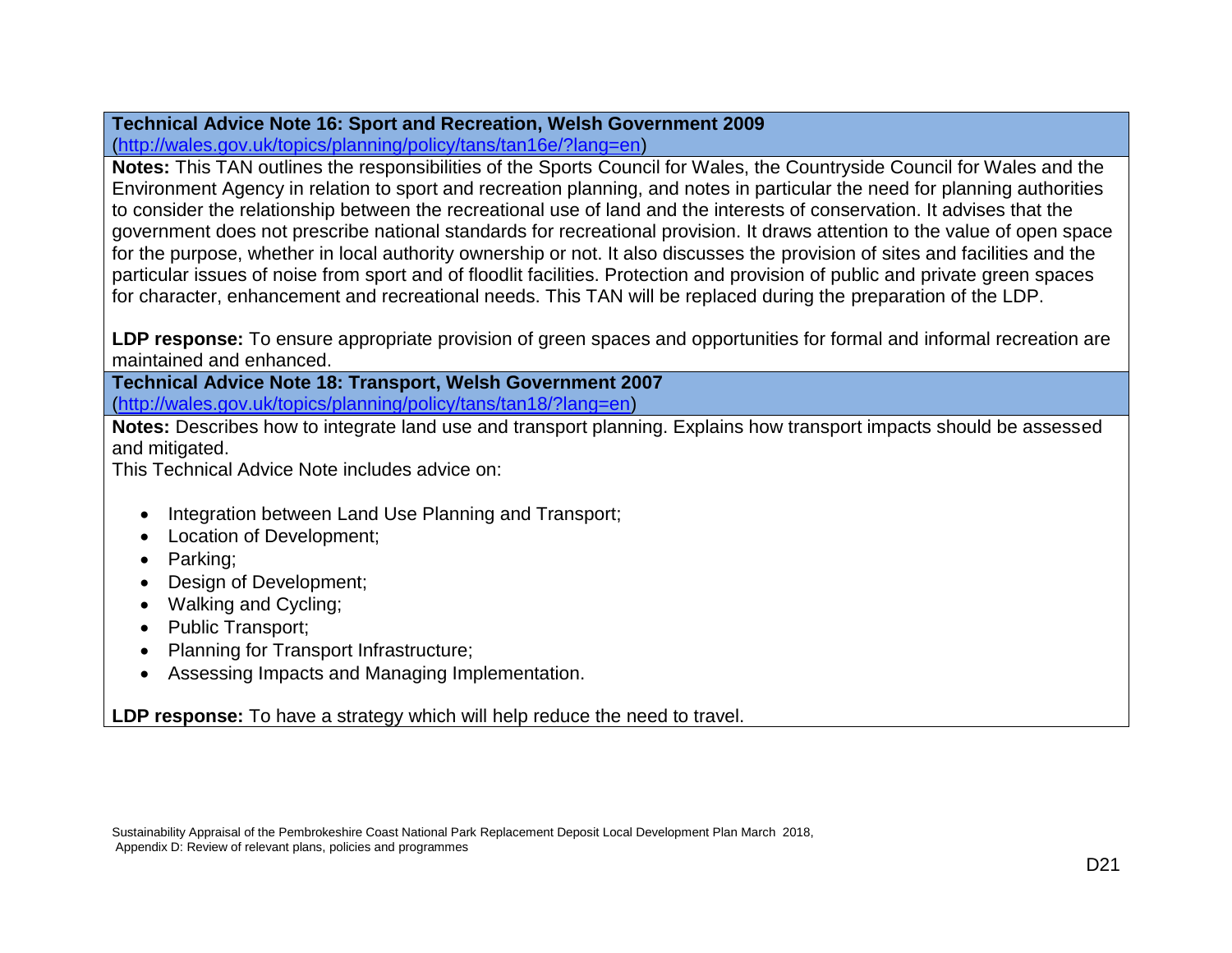**Technical Advice Note 16: Sport and Recreation, Welsh Government 2009**
(http://wales.gov.uk/topics/planning/policy/tans/tan16e/?lang=en)

**Notes:** This TAN outlines the responsibilities of the Sports Council for Wales, the Countryside Council for Wales and the Environment Agency in relation to sport and recreation planning, and notes in particular the need for planning authorities to consider the relationship between the recreational use of land and the interests of conservation. It advises that the government does not prescribe national standards for recreational provision. It draws attention to the value of open space for the purpose, whether in local authority ownership or not. It also discusses the provision of sites and facilities and the particular issues of noise from sport and of floodlit facilities. Protection and provision of public and private green spaces for character, enhancement and recreational needs. This TAN will be replaced during the preparation of the LDP.

**LDP response:** To ensure appropriate provision of green spaces and opportunities for formal and informal recreation are maintained and enhanced.

**Technical Advice Note 18: Transport, Welsh Government 2007**
(http://wales.gov.uk/topics/planning/policy/tans/tan18/?lang=en)

**Notes:** Describes how to integrate land use and transport planning. Explains how transport impacts should be assessed and mitigated.
This Technical Advice Note includes advice on:

- Integration between Land Use Planning and Transport;
- Location of Development;
- Parking;
- Design of Development;
- Walking and Cycling;
- Public Transport;
- Planning for Transport Infrastructure;
- Assessing Impacts and Managing Implementation.

**LDP response:** To have a strategy which will help reduce the need to travel.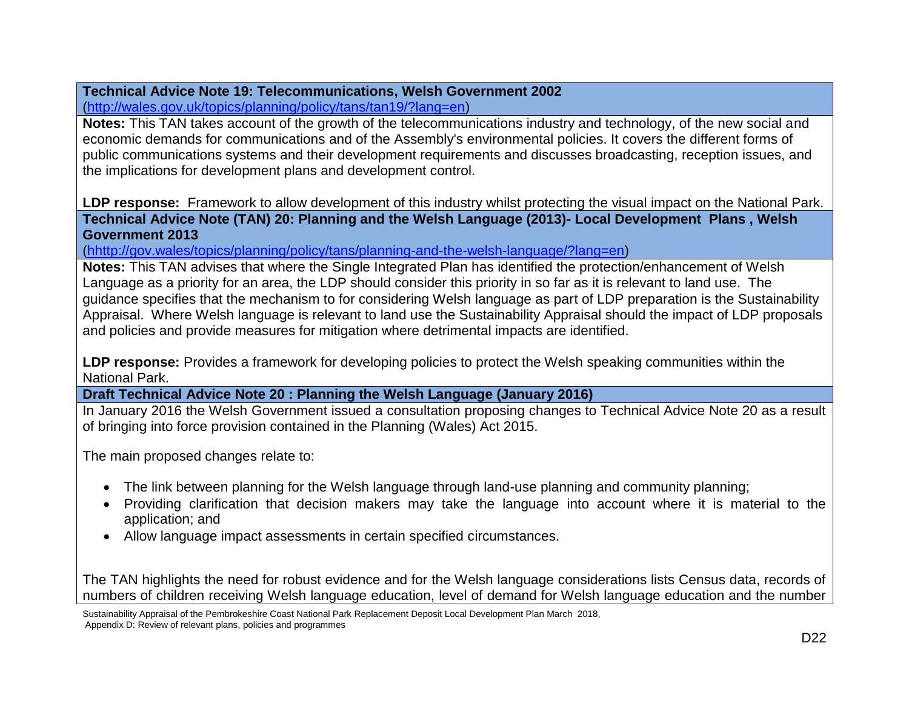**Technical Advice Note 19: Telecommunications, Welsh Government 2002**
(http://wales.gov.uk/topics/planning/policy/tans/tan19/?lang=en)

**Notes:** This TAN takes account of the growth of the telecommunications industry and technology, of the new social and economic demands for communications and of the Assembly's environmental policies. It covers the different forms of public communications systems and their development requirements and discusses broadcasting, reception issues, and the implications for development plans and development control.

**LDP response:** Framework to allow development of this industry whilst protecting the visual impact on the National Park.

**Technical Advice Note (TAN) 20: Planning and the Welsh Language (2013)- Local Development Plans , Welsh Government 2013**
(hhttp://gov.wales/topics/planning/policy/tans/planning-and-the-welsh-language/?lang=en)

**Notes:** This TAN advises that where the Single Integrated Plan has identified the protection/enhancement of Welsh Language as a priority for an area, the LDP should consider this priority in so far as it is relevant to land use. The guidance specifies that the mechanism to for considering Welsh language as part of LDP preparation is the Sustainability Appraisal. Where Welsh language is relevant to land use the Sustainability Appraisal should the impact of LDP proposals and policies and provide measures for mitigation where detrimental impacts are identified.

**LDP response:** Provides a framework for developing policies to protect the Welsh speaking communities within the National Park.

**Draft Technical Advice Note 20 : Planning the Welsh Language (January 2016)**

In January 2016 the Welsh Government issued a consultation proposing changes to Technical Advice Note 20 as a result of bringing into force provision contained in the Planning (Wales) Act 2015.

The main proposed changes relate to:

- The link between planning for the Welsh language through land-use planning and community planning;
- Providing clarification that decision makers may take the language into account where it is material to the application; and
- Allow language impact assessments in certain specified circumstances.

The TAN highlights the need for robust evidence and for the Welsh language considerations lists Census data, records of numbers of children receiving Welsh language education, level of demand for Welsh language education and the number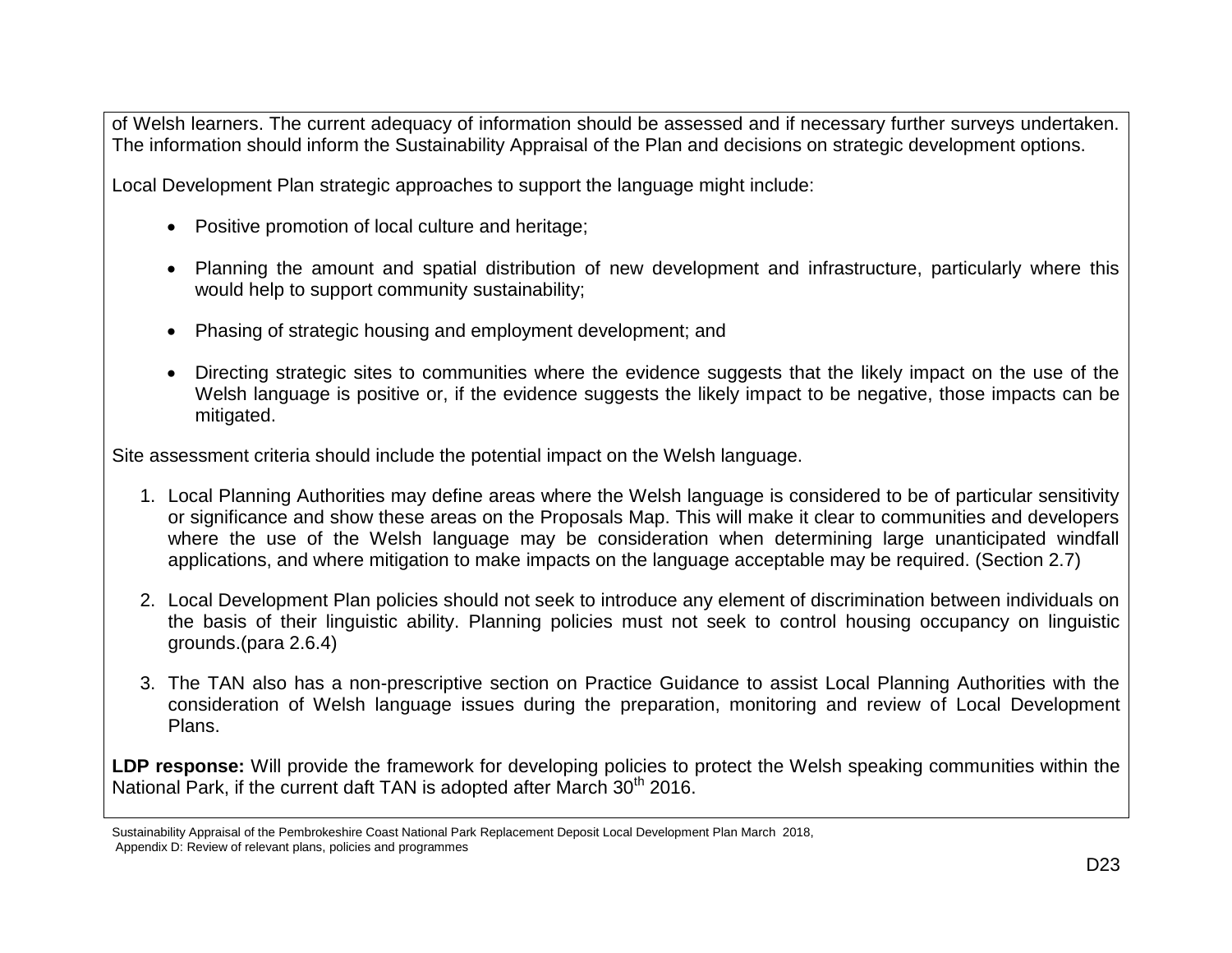of Welsh learners. The current adequacy of information should be assessed and if necessary further surveys undertaken. The information should inform the Sustainability Appraisal of the Plan and decisions on strategic development options.

Local Development Plan strategic approaches to support the language might include:

- Positive promotion of local culture and heritage;
- Planning the amount and spatial distribution of new development and infrastructure, particularly where this would help to support community sustainability;
- Phasing of strategic housing and employment development; and
- Directing strategic sites to communities where the evidence suggests that the likely impact on the use of the Welsh language is positive or, if the evidence suggests the likely impact to be negative, those impacts can be mitigated.

Site assessment criteria should include the potential impact on the Welsh language.

1. Local Planning Authorities may define areas where the Welsh language is considered to be of particular sensitivity or significance and show these areas on the Proposals Map. This will make it clear to communities and developers where the use of the Welsh language may be consideration when determining large unanticipated windfall applications, and where mitigation to make impacts on the language acceptable may be required. (Section 2.7)
2. Local Development Plan policies should not seek to introduce any element of discrimination between individuals on the basis of their linguistic ability. Planning policies must not seek to control housing occupancy on linguistic grounds.(para 2.6.4)
3. The TAN also has a non-prescriptive section on Practice Guidance to assist Local Planning Authorities with the consideration of Welsh language issues during the preparation, monitoring and review of Local Development Plans.

**LDP response:** Will provide the framework for developing policies to protect the Welsh speaking communities within the National Park, if the current daft TAN is adopted after March 30th 2016.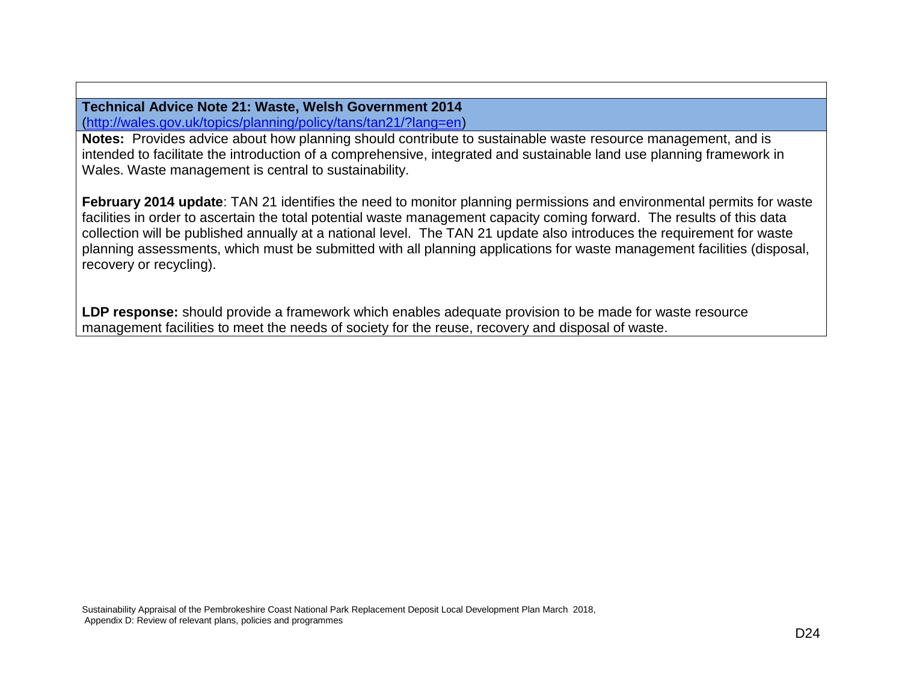**Technical Advice Note 21: Waste, Welsh Government 2014**
(http://wales.gov.uk/topics/planning/policy/tans/tan21/?lang=en)

**Notes:** Provides advice about how planning should contribute to sustainable waste resource management, and is intended to facilitate the introduction of a comprehensive, integrated and sustainable land use planning framework in Wales. Waste management is central to sustainability.

**February 2014 update**: TAN 21 identifies the need to monitor planning permissions and environmental permits for waste facilities in order to ascertain the total potential waste management capacity coming forward. The results of this data collection will be published annually at a national level. The TAN 21 update also introduces the requirement for waste planning assessments, which must be submitted with all planning applications for waste management facilities (disposal, recovery or recycling).

**LDP response:** should provide a framework which enables adequate provision to be made for waste resource management facilities to meet the needs of society for the reuse, recovery and disposal of waste.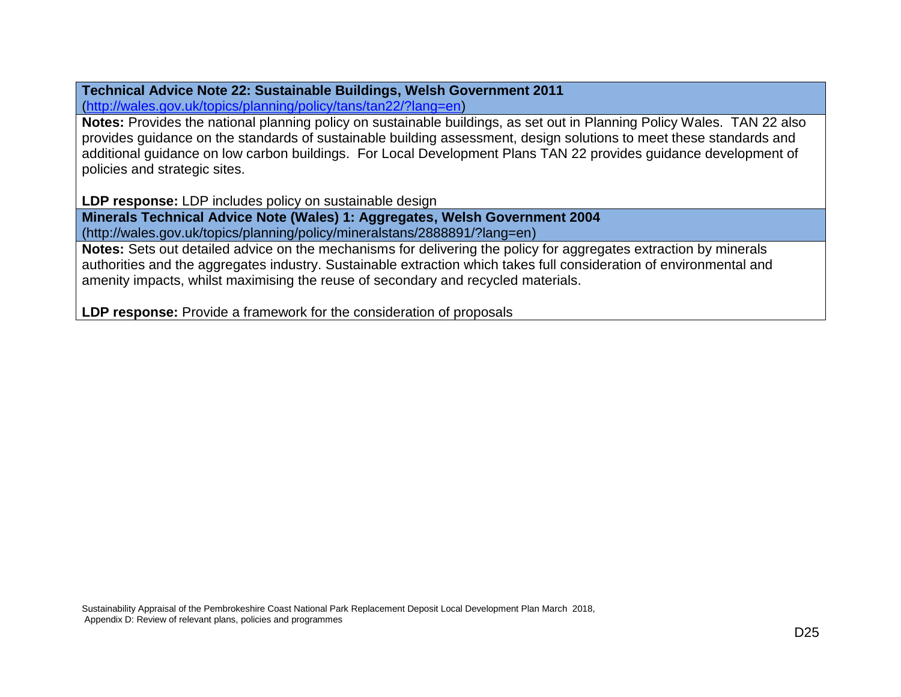**Technical Advice Note 22: Sustainable Buildings, Welsh Government 2011**
(http://wales.gov.uk/topics/planning/policy/tans/tan22/?lang=en)

**Notes:** Provides the national planning policy on sustainable buildings, as set out in Planning Policy Wales. TAN 22 also provides guidance on the standards of sustainable building assessment, design solutions to meet these standards and additional guidance on low carbon buildings. For Local Development Plans TAN 22 provides guidance development of policies and strategic sites.

**LDP response:** LDP includes policy on sustainable design

**Minerals Technical Advice Note (Wales) 1: Aggregates, Welsh Government 2004**
(http://wales.gov.uk/topics/planning/policy/mineralstans/2888891/?lang=en)

**Notes:** Sets out detailed advice on the mechanisms for delivering the policy for aggregates extraction by minerals authorities and the aggregates industry. Sustainable extraction which takes full consideration of environmental and amenity impacts, whilst maximising the reuse of secondary and recycled materials.

**LDP response:** Provide a framework for the consideration of proposals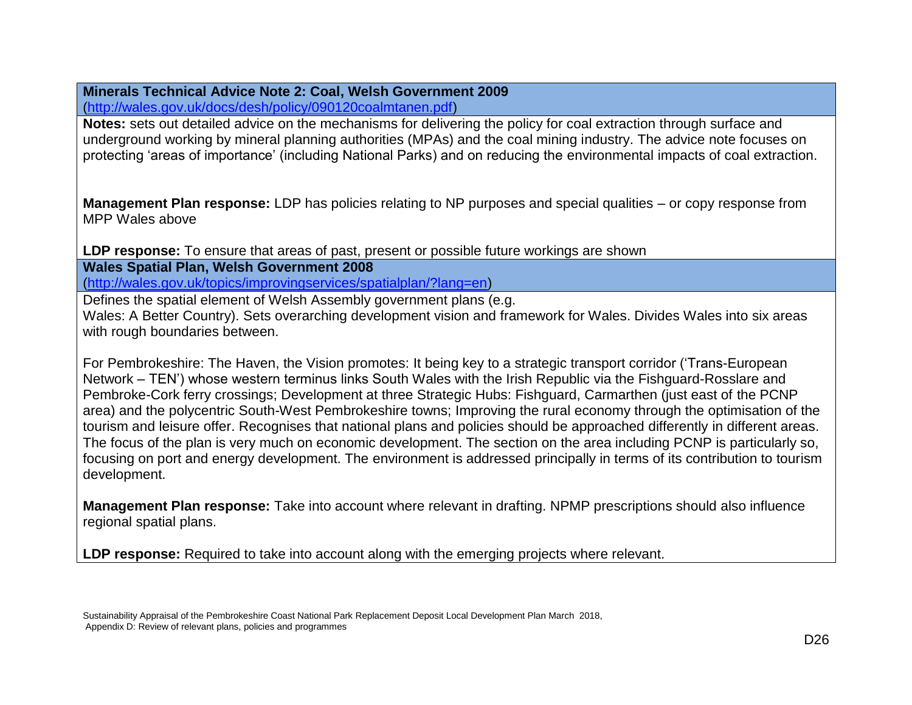**Minerals Technical Advice Note 2: Coal, Welsh Government 2009**
(http://wales.gov.uk/docs/desh/policy/090120coalmtanen.pdf)

**Notes:** sets out detailed advice on the mechanisms for delivering the policy for coal extraction through surface and underground working by mineral planning authorities (MPAs) and the coal mining industry. The advice note focuses on protecting 'areas of importance' (including National Parks) and on reducing the environmental impacts of coal extraction.

**Management Plan response:** LDP has policies relating to NP purposes and special qualities – or copy response from MPP Wales above

**LDP response:** To ensure that areas of past, present or possible future workings are shown

**Wales Spatial Plan, Welsh Government 2008**
(http://wales.gov.uk/topics/improvingservices/spatialplan/?lang=en)

Defines the spatial element of Welsh Assembly government plans (e.g.
Wales: A Better Country). Sets overarching development vision and framework for Wales. Divides Wales into six areas with rough boundaries between.

For Pembrokeshire: The Haven, the Vision promotes: It being key to a strategic transport corridor ('Trans-European Network – TEN') whose western terminus links South Wales with the Irish Republic via the Fishguard-Rosslare and Pembroke-Cork ferry crossings; Development at three Strategic Hubs: Fishguard, Carmarthen (just east of the PCNP area) and the polycentric South-West Pembrokeshire towns; Improving the rural economy through the optimisation of the tourism and leisure offer. Recognises that national plans and policies should be approached differently in different areas. The focus of the plan is very much on economic development. The section on the area including PCNP is particularly so, focusing on port and energy development. The environment is addressed principally in terms of its contribution to tourism development.

**Management Plan response:** Take into account where relevant in drafting. NPMP prescriptions should also influence regional spatial plans.

**LDP response:** Required to take into account along with the emerging projects where relevant.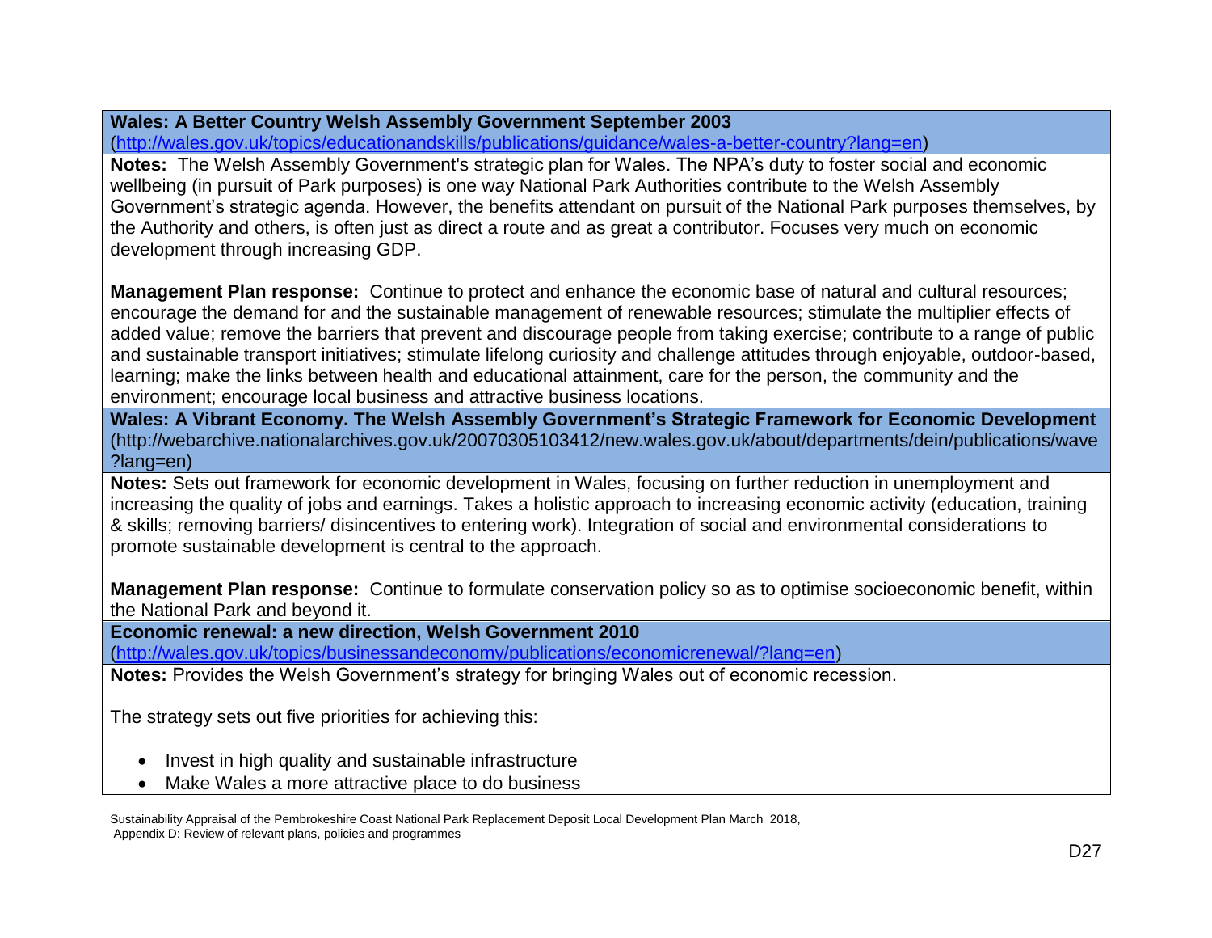**Wales: A Better Country Welsh Assembly Government September 2003**
(http://wales.gov.uk/topics/educationandskills/publications/guidance/wales-a-better-country?lang=en)

**Notes:** The Welsh Assembly Government's strategic plan for Wales. The NPA's duty to foster social and economic wellbeing (in pursuit of Park purposes) is one way National Park Authorities contribute to the Welsh Assembly Government's strategic agenda. However, the benefits attendant on pursuit of the National Park purposes themselves, by the Authority and others, is often just as direct a route and as great a contributor. Focuses very much on economic development through increasing GDP.

**Management Plan response:** Continue to protect and enhance the economic base of natural and cultural resources; encourage the demand for and the sustainable management of renewable resources; stimulate the multiplier effects of added value; remove the barriers that prevent and discourage people from taking exercise; contribute to a range of public and sustainable transport initiatives; stimulate lifelong curiosity and challenge attitudes through enjoyable, outdoor-based, learning; make the links between health and educational attainment, care for the person, the community and the environment; encourage local business and attractive business locations.

**Wales: A Vibrant Economy. The Welsh Assembly Government's Strategic Framework for Economic Development**
(http://webarchive.nationalarchives.gov.uk/20070305103412/new.wales.gov.uk/about/departments/dein/publications/wave?lang=en)

**Notes:** Sets out framework for economic development in Wales, focusing on further reduction in unemployment and increasing the quality of jobs and earnings. Takes a holistic approach to increasing economic activity (education, training & skills; removing barriers/ disincentives to entering work). Integration of social and environmental considerations to promote sustainable development is central to the approach.

**Management Plan response:** Continue to formulate conservation policy so as to optimise socioeconomic benefit, within the National Park and beyond it.

**Economic renewal: a new direction, Welsh Government 2010**
(http://wales.gov.uk/topics/businessandeconomy/publications/economicrenewal/?lang=en)

**Notes:** Provides the Welsh Government's strategy for bringing Wales out of economic recession.

The strategy sets out five priorities for achieving this:

- Invest in high quality and sustainable infrastructure
- Make Wales a more attractive place to do business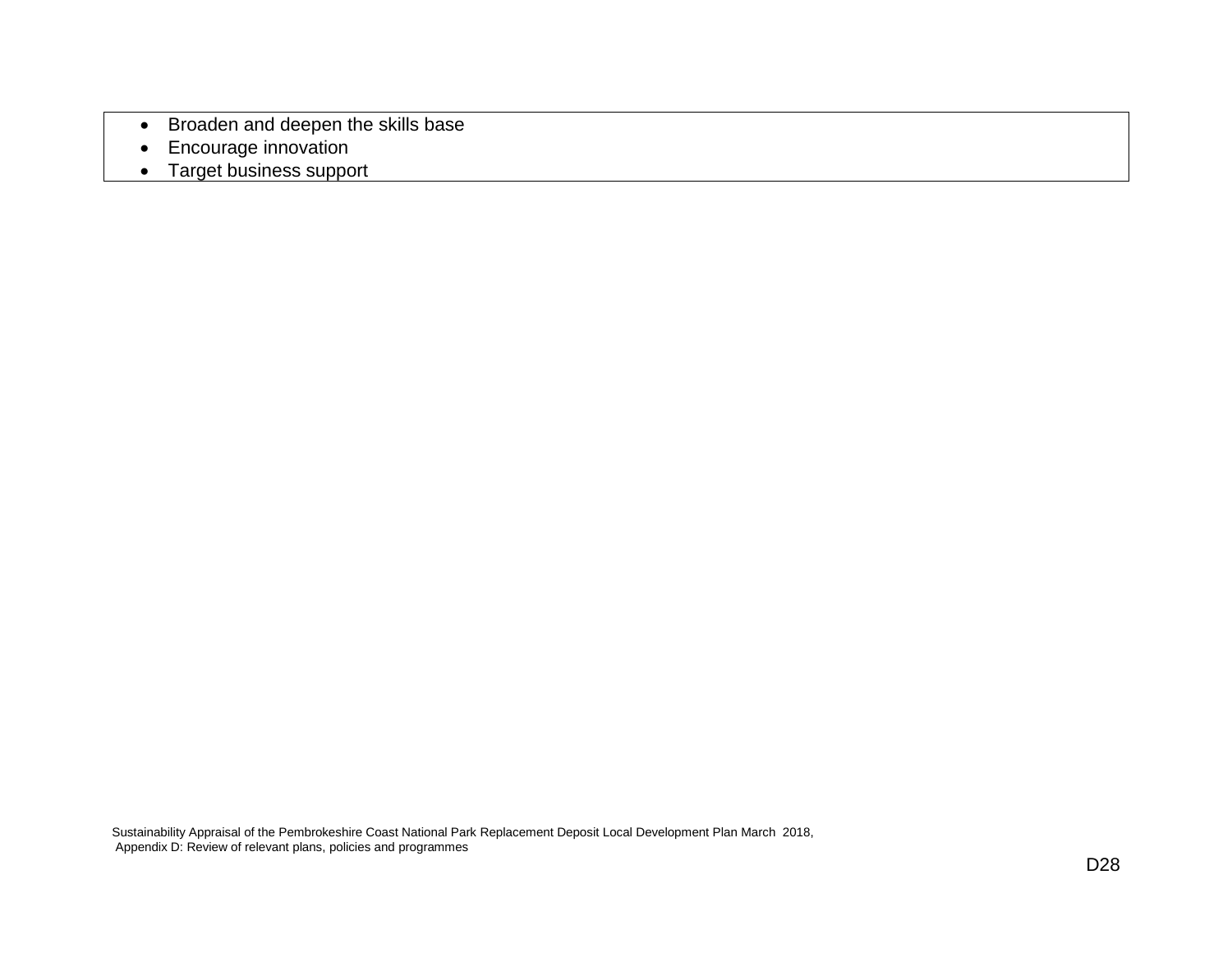- Broaden and deepen the skills base
- Encourage innovation
- Target business support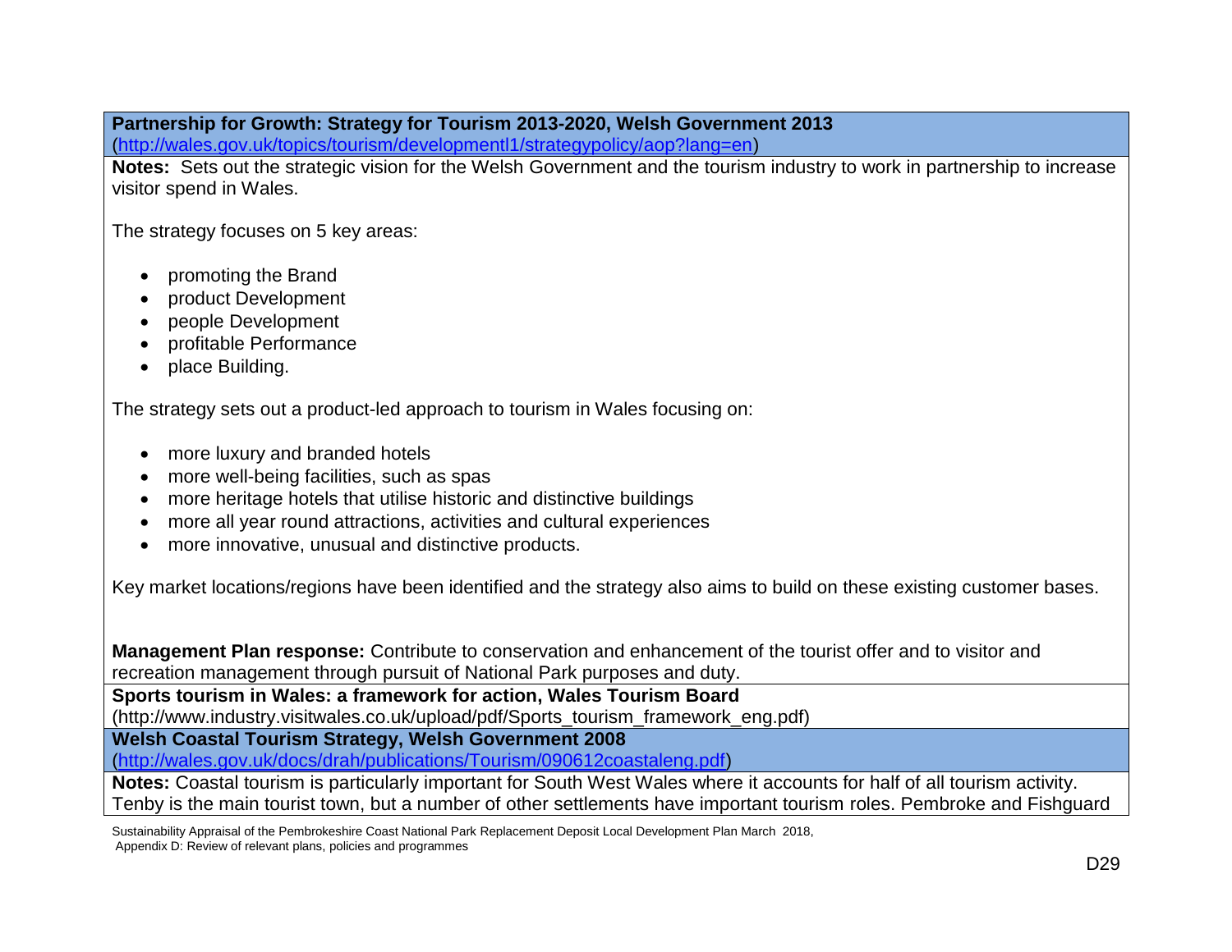**Partnership for Growth: Strategy for Tourism 2013-2020, Welsh Government 2013**
(http://wales.gov.uk/topics/tourism/developmentl1/strategypolicy/aop?lang=en)

**Notes:** Sets out the strategic vision for the Welsh Government and the tourism industry to work in partnership to increase visitor spend in Wales.

The strategy focuses on 5 key areas:

- promoting the Brand
- product Development
- people Development
- profitable Performance
- place Building.

The strategy sets out a product-led approach to tourism in Wales focusing on:

- more luxury and branded hotels
- more well-being facilities, such as spas
- more heritage hotels that utilise historic and distinctive buildings
- more all year round attractions, activities and cultural experiences
- more innovative, unusual and distinctive products.

Key market locations/regions have been identified and the strategy also aims to build on these existing customer bases.

**Management Plan response:** Contribute to conservation and enhancement of the tourist offer and to visitor and recreation management through pursuit of National Park purposes and duty.

**Sports tourism in Wales: a framework for action, Wales Tourism Board**
(http://www.industry.visitwales.co.uk/upload/pdf/Sports_tourism_framework_eng.pdf)

**Welsh Coastal Tourism Strategy, Welsh Government 2008**
(http://wales.gov.uk/docs/drah/publications/Tourism/090612coastaleng.pdf)

**Notes:** Coastal tourism is particularly important for South West Wales where it accounts for half of all tourism activity. Tenby is the main tourist town, but a number of other settlements have important tourism roles. Pembroke and Fishguard

Sustainability Appraisal of the Pembrokeshire Coast National Park Replacement Deposit Local Development Plan March 2018, Appendix D: Review of relevant plans, policies and programmes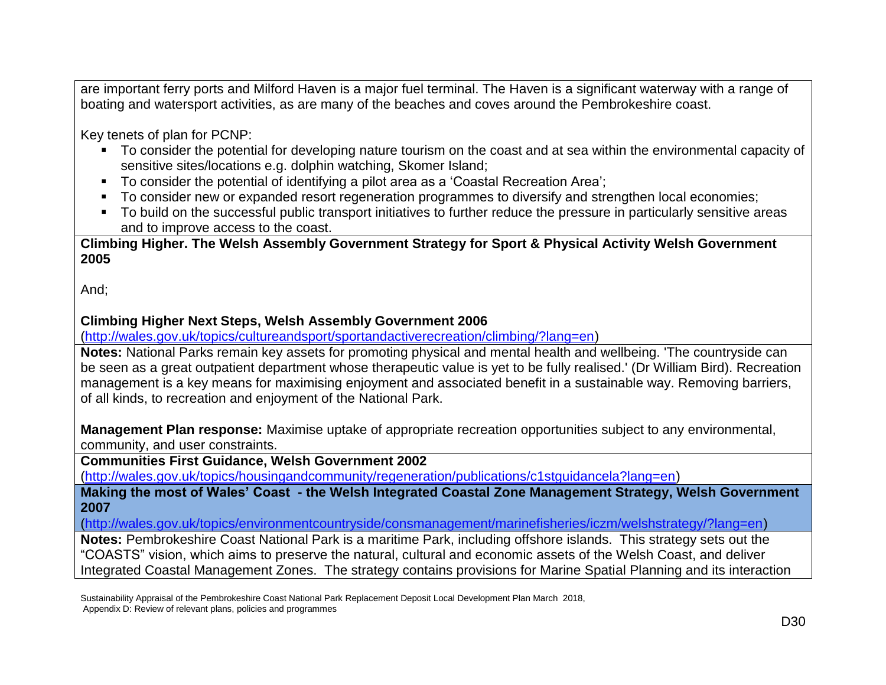are important ferry ports and Milford Haven is a major fuel terminal. The Haven is a significant waterway with a range of boating and watersport activities, as are many of the beaches and coves around the Pembrokeshire coast.

Key tenets of plan for PCNP:

- To consider the potential for developing nature tourism on the coast and at sea within the environmental capacity of sensitive sites/locations e.g. dolphin watching, Skomer Island;
- To consider the potential of identifying a pilot area as a 'Coastal Recreation Area';
- To consider new or expanded resort regeneration programmes to diversify and strengthen local economies;
- To build on the successful public transport initiatives to further reduce the pressure in particularly sensitive areas and to improve access to the coast.

**Climbing Higher. The Welsh Assembly Government Strategy for Sport & Physical Activity Welsh Government 2005**

And;

**Climbing Higher Next Steps, Welsh Assembly Government 2006**
(http://wales.gov.uk/topics/cultureandsport/sportandactiverecreation/climbing/?lang=en)

**Notes:** National Parks remain key assets for promoting physical and mental health and wellbeing. 'The countryside can be seen as a great outpatient department whose therapeutic value is yet to be fully realised.' (Dr William Bird). Recreation management is a key means for maximising enjoyment and associated benefit in a sustainable way. Removing barriers, of all kinds, to recreation and enjoyment of the National Park.

**Management Plan response:** Maximise uptake of appropriate recreation opportunities subject to any environmental, community, and user constraints.

**Communities First Guidance, Welsh Government 2002**
(http://wales.gov.uk/topics/housingandcommunity/regeneration/publications/c1stguidancela?lang=en)

**Making the most of Wales' Coast - the Welsh Integrated Coastal Zone Management Strategy, Welsh Government 2007**
(http://wales.gov.uk/topics/environmentcountryside/consmanagement/marinefisheries/iczm/welshstrategy/?lang=en)

**Notes:** Pembrokeshire Coast National Park is a maritime Park, including offshore islands. This strategy sets out the "COASTS" vision, which aims to preserve the natural, cultural and economic assets of the Welsh Coast, and deliver Integrated Coastal Management Zones. The strategy contains provisions for Marine Spatial Planning and its interaction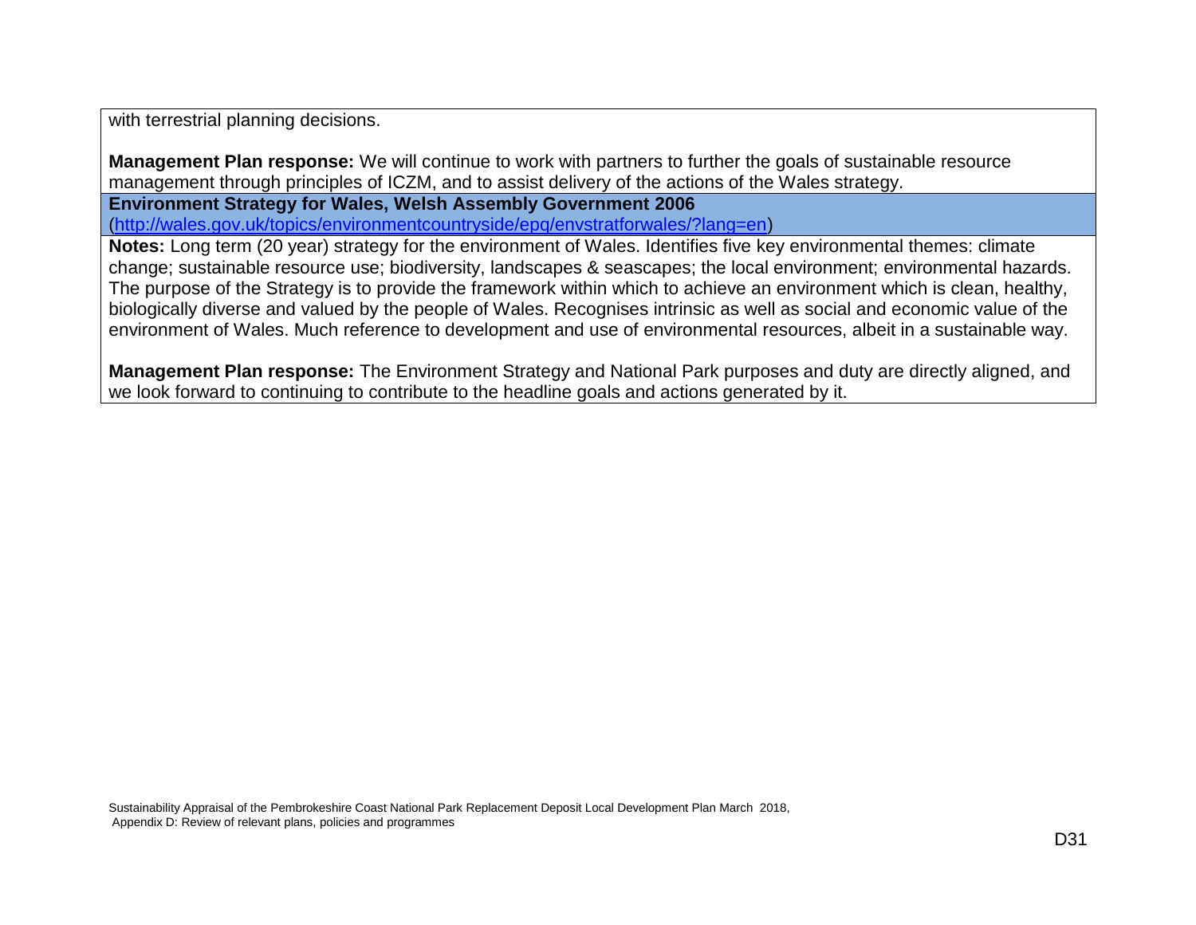with terrestrial planning decisions.

**Management Plan response:** We will continue to work with partners to further the goals of sustainable resource management through principles of ICZM, and to assist delivery of the actions of the Wales strategy.

**Environment Strategy for Wales, Welsh Assembly Government 2006**
(http://wales.gov.uk/topics/environmentcountryside/epq/envstratforwales/?lang=en)

**Notes:** Long term (20 year) strategy for the environment of Wales. Identifies five key environmental themes: climate change; sustainable resource use; biodiversity, landscapes & seascapes; the local environment; environmental hazards. The purpose of the Strategy is to provide the framework within which to achieve an environment which is clean, healthy, biologically diverse and valued by the people of Wales. Recognises intrinsic as well as social and economic value of the environment of Wales. Much reference to development and use of environmental resources, albeit in a sustainable way.

**Management Plan response:** The Environment Strategy and National Park purposes and duty are directly aligned, and we look forward to continuing to contribute to the headline goals and actions generated by it.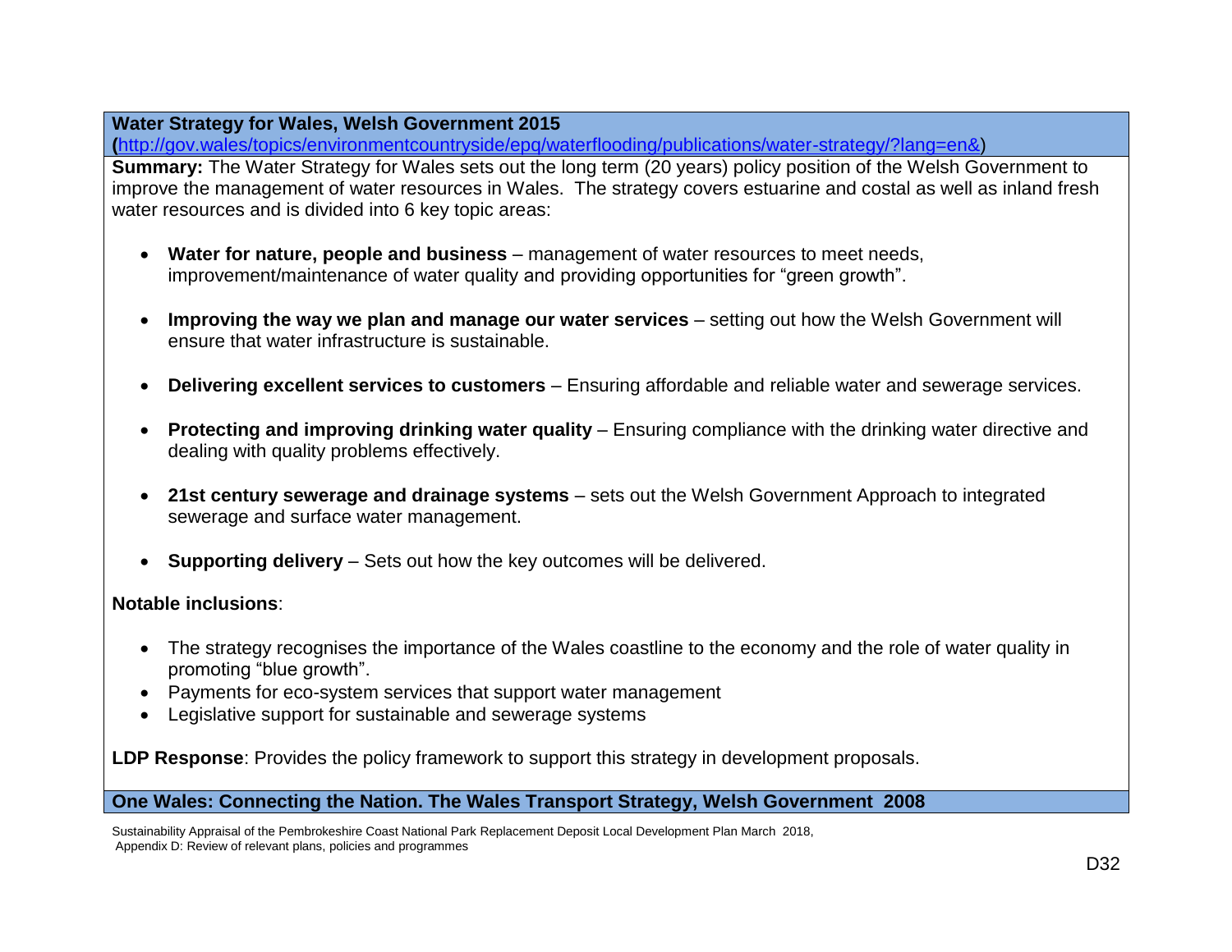**Water Strategy for Wales, Welsh Government 2015**
**(**http://gov.wales/topics/environmentcountryside/epq/waterflooding/publications/water-strategy/?lang=en&)

**Summary:** The Water Strategy for Wales sets out the long term (20 years) policy position of the Welsh Government to improve the management of water resources in Wales. The strategy covers estuarine and costal as well as inland fresh water resources and is divided into 6 key topic areas:

- **Water for nature, people and business** – management of water resources to meet needs, improvement/maintenance of water quality and providing opportunities for "green growth".
- **Improving the way we plan and manage our water services** – setting out how the Welsh Government will ensure that water infrastructure is sustainable.
- **Delivering excellent services to customers** – Ensuring affordable and reliable water and sewerage services.
- **Protecting and improving drinking water quality** – Ensuring compliance with the drinking water directive and dealing with quality problems effectively.
- **21st century sewerage and drainage systems** – sets out the Welsh Government Approach to integrated sewerage and surface water management.
- **Supporting delivery** – Sets out how the key outcomes will be delivered.

**Notable inclusions**:

- The strategy recognises the importance of the Wales coastline to the economy and the role of water quality in promoting "blue growth".
- Payments for eco-system services that support water management
- Legislative support for sustainable and sewerage systems

**LDP Response**: Provides the policy framework to support this strategy in development proposals.

**One Wales: Connecting the Nation. The Wales Transport Strategy, Welsh Government 2008**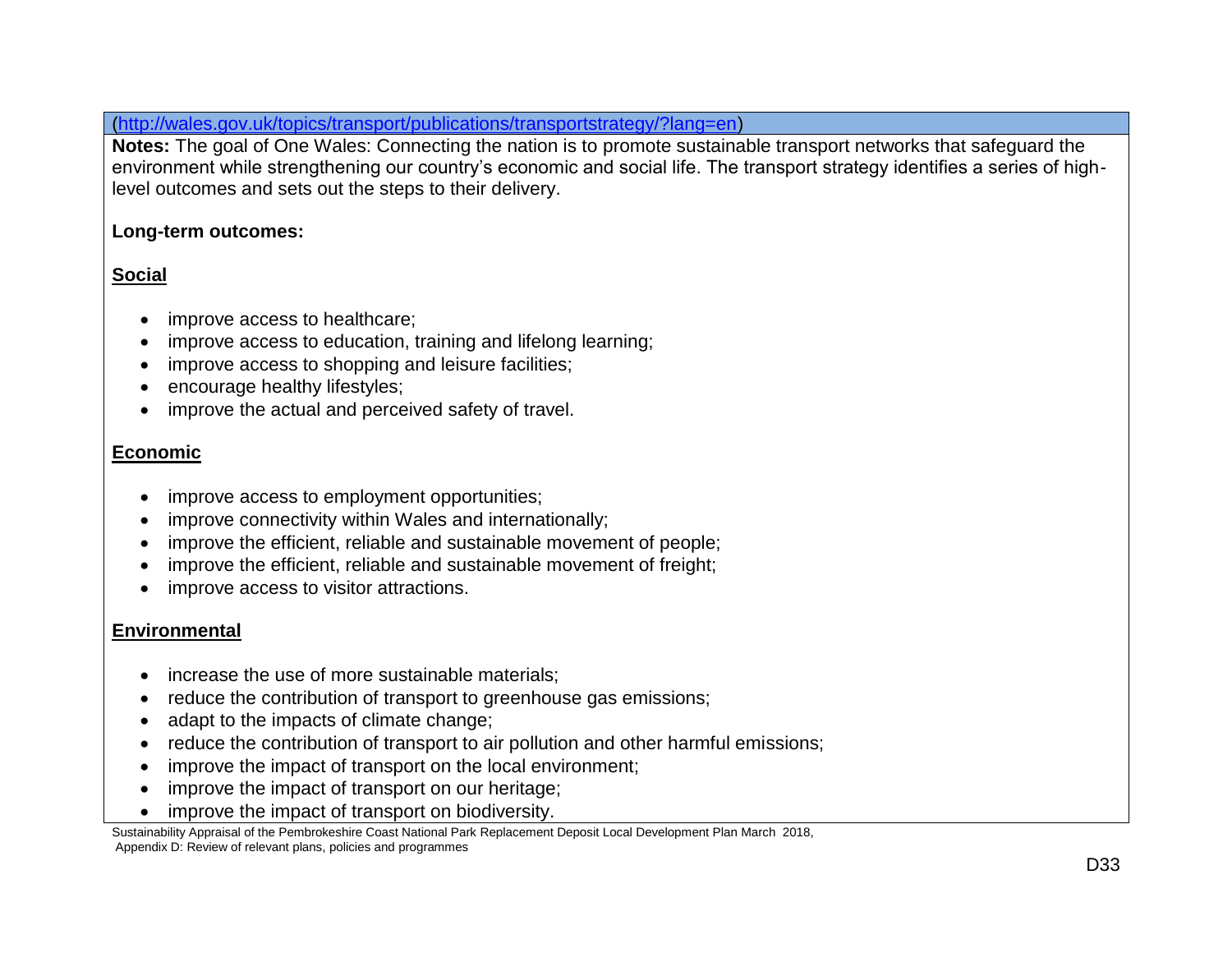(http://wales.gov.uk/topics/transport/publications/transportstrategy/?lang=en)

**Notes:** The goal of One Wales: Connecting the nation is to promote sustainable transport networks that safeguard the environment while strengthening our country's economic and social life. The transport strategy identifies a series of high-level outcomes and sets out the steps to their delivery.

**Long-term outcomes:**

**Social**

- improve access to healthcare;
- improve access to education, training and lifelong learning;
- improve access to shopping and leisure facilities;
- encourage healthy lifestyles;
- improve the actual and perceived safety of travel.

**Economic**

- improve access to employment opportunities;
- improve connectivity within Wales and internationally;
- improve the efficient, reliable and sustainable movement of people;
- improve the efficient, reliable and sustainable movement of freight;
- improve access to visitor attractions.

**Environmental**

- increase the use of more sustainable materials;
- reduce the contribution of transport to greenhouse gas emissions;
- adapt to the impacts of climate change;
- reduce the contribution of transport to air pollution and other harmful emissions;
- improve the impact of transport on the local environment;
- improve the impact of transport on our heritage;
- improve the impact of transport on biodiversity.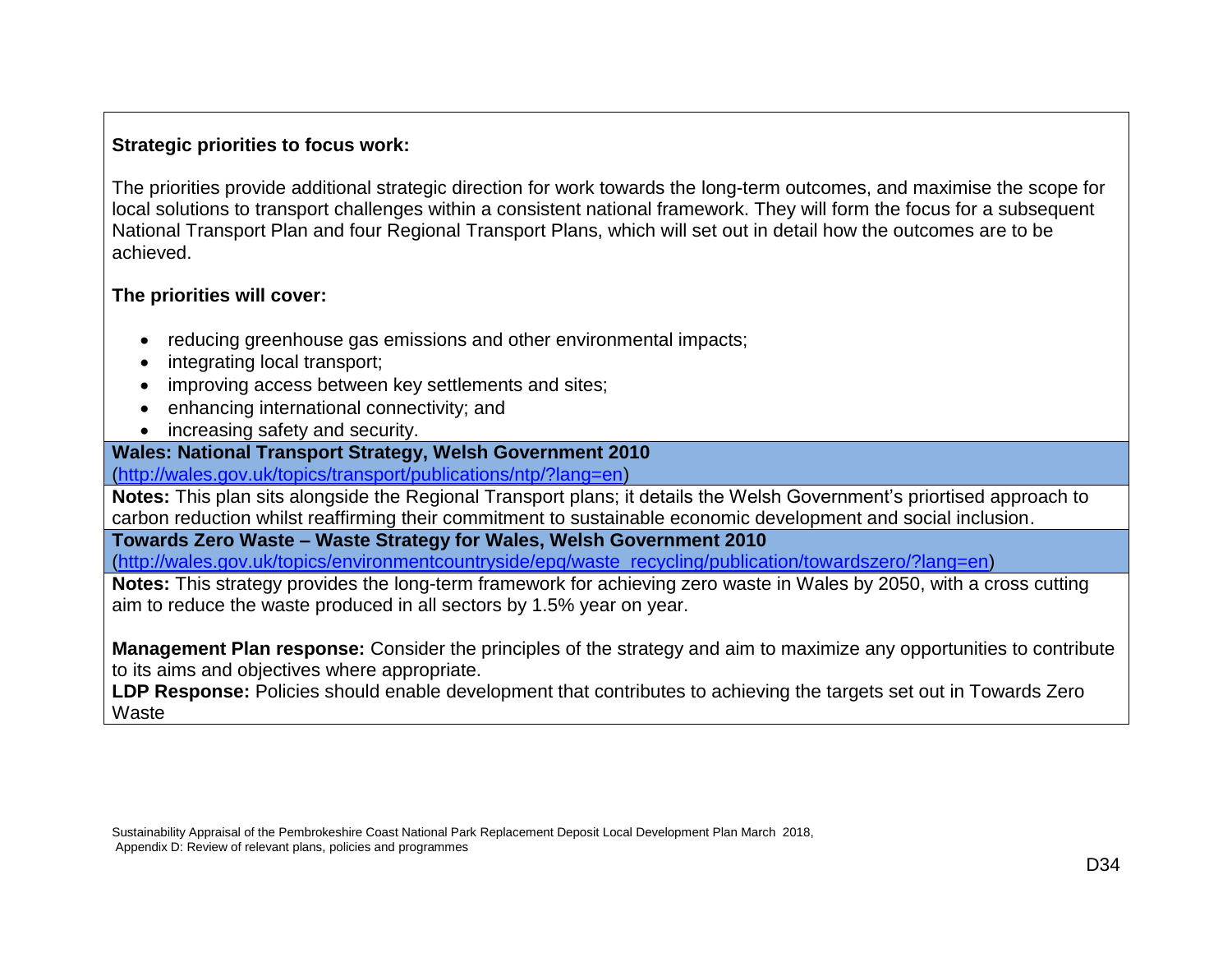**Strategic priorities to focus work:**

The priorities provide additional strategic direction for work towards the long-term outcomes, and maximise the scope for local solutions to transport challenges within a consistent national framework. They will form the focus for a subsequent National Transport Plan and four Regional Transport Plans, which will set out in detail how the outcomes are to be achieved.

**The priorities will cover:**

- reducing greenhouse gas emissions and other environmental impacts;
- integrating local transport;
- improving access between key settlements and sites;
- enhancing international connectivity; and
- increasing safety and security.

**Wales: National Transport Strategy, Welsh Government 2010**
(http://wales.gov.uk/topics/transport/publications/ntp/?lang=en)

**Notes:** This plan sits alongside the Regional Transport plans; it details the Welsh Government's priortised approach to carbon reduction whilst reaffirming their commitment to sustainable economic development and social inclusion.

**Towards Zero Waste – Waste Strategy for Wales, Welsh Government 2010**
(http://wales.gov.uk/topics/environmentcountryside/epq/waste_recycling/publication/towardszero/?lang=en)

**Notes:** This strategy provides the long-term framework for achieving zero waste in Wales by 2050, with a cross cutting aim to reduce the waste produced in all sectors by 1.5% year on year.

**Management Plan response:** Consider the principles of the strategy and aim to maximize any opportunities to contribute to its aims and objectives where appropriate.
**LDP Response:** Policies should enable development that contributes to achieving the targets set out in Towards Zero Waste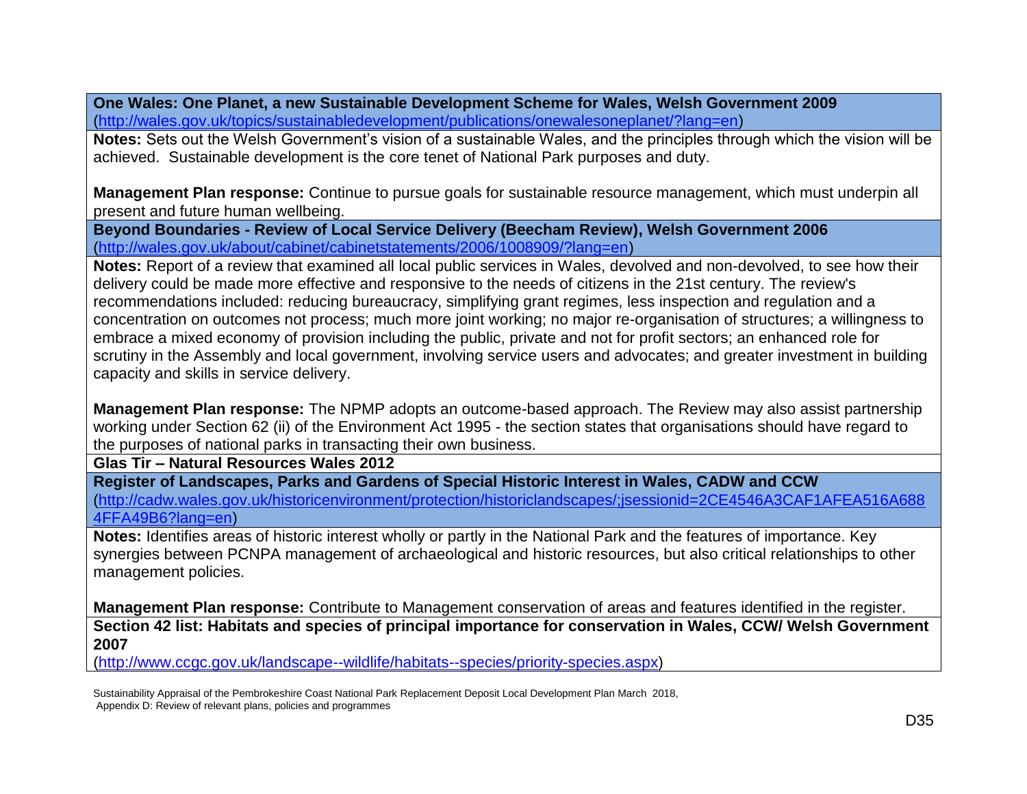**One Wales: One Planet, a new Sustainable Development Scheme for Wales, Welsh Government 2009**
(http://wales.gov.uk/topics/sustainabledevelopment/publications/onewalesoneplanet/?lang=en)

**Notes:** Sets out the Welsh Government's vision of a sustainable Wales, and the principles through which the vision will be achieved. Sustainable development is the core tenet of National Park purposes and duty.

**Management Plan response:** Continue to pursue goals for sustainable resource management, which must underpin all present and future human wellbeing.

**Beyond Boundaries - Review of Local Service Delivery (Beecham Review), Welsh Government 2006**
(http://wales.gov.uk/about/cabinet/cabinetstatements/2006/1008909/?lang=en)

**Notes:** Report of a review that examined all local public services in Wales, devolved and non-devolved, to see how their delivery could be made more effective and responsive to the needs of citizens in the 21st century. The review's recommendations included: reducing bureaucracy, simplifying grant regimes, less inspection and regulation and a concentration on outcomes not process; much more joint working; no major re-organisation of structures; a willingness to embrace a mixed economy of provision including the public, private and not for profit sectors; an enhanced role for scrutiny in the Assembly and local government, involving service users and advocates; and greater investment in building capacity and skills in service delivery.

**Management Plan response:** The NPMP adopts an outcome-based approach. The Review may also assist partnership working under Section 62 (ii) of the Environment Act 1995 - the section states that organisations should have regard to the purposes of national parks in transacting their own business.

**Glas Tir – Natural Resources Wales 2012**

**Register of Landscapes, Parks and Gardens of Special Historic Interest in Wales, CADW and CCW**
(http://cadw.wales.gov.uk/historicenvironment/protection/historiclandscapes/;jsessionid=2CE4546A3CAF1AFEA516A6884FFA49B6?lang=en)

**Notes:** Identifies areas of historic interest wholly or partly in the National Park and the features of importance. Key synergies between PCNPA management of archaeological and historic resources, but also critical relationships to other management policies.

**Management Plan response:** Contribute to Management conservation of areas and features identified in the register.

**Section 42 list: Habitats and species of principal importance for conservation in Wales, CCW/ Welsh Government 2007**
(http://www.ccgc.gov.uk/landscape--wildlife/habitats--species/priority-species.aspx)

Sustainability Appraisal of the Pembrokeshire Coast National Park Replacement Deposit Local Development Plan March 2018, Appendix D: Review of relevant plans, policies and programmes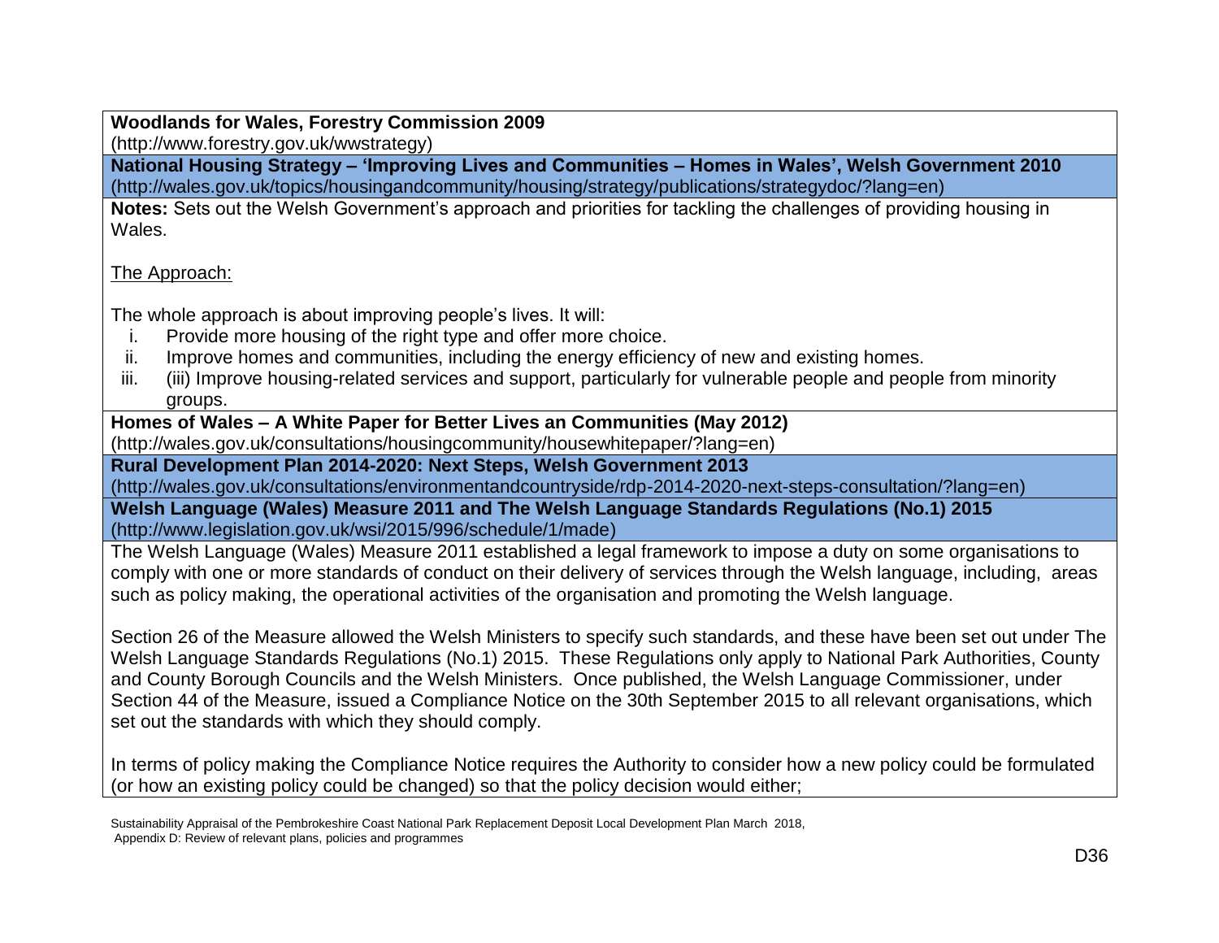**Woodlands for Wales, Forestry Commission 2009**
(http://www.forestry.gov.uk/wwstrategy)

**National Housing Strategy – 'Improving Lives and Communities – Homes in Wales', Welsh Government 2010**
(http://wales.gov.uk/topics/housingandcommunity/housing/strategy/publications/strategydoc/?lang=en)

**Notes:** Sets out the Welsh Government's approach and priorities for tackling the challenges of providing housing in Wales.

The Approach:

The whole approach is about improving people's lives. It will:

i. Provide more housing of the right type and offer more choice.
ii. Improve homes and communities, including the energy efficiency of new and existing homes.
iii. (iii) Improve housing-related services and support, particularly for vulnerable people and people from minority groups.

**Homes of Wales – A White Paper for Better Lives an Communities (May 2012)**
(http://wales.gov.uk/consultations/housingcommunity/housewhitepaper/?lang=en)

**Rural Development Plan 2014-2020: Next Steps, Welsh Government 2013**
(http://wales.gov.uk/consultations/environmentandcountryside/rdp-2014-2020-next-steps-consultation/?lang=en)

**Welsh Language (Wales) Measure 2011 and The Welsh Language Standards Regulations (No.1) 2015**
(http://www.legislation.gov.uk/wsi/2015/996/schedule/1/made)

The Welsh Language (Wales) Measure 2011 established a legal framework to impose a duty on some organisations to comply with one or more standards of conduct on their delivery of services through the Welsh language, including, areas such as policy making, the operational activities of the organisation and promoting the Welsh language.

Section 26 of the Measure allowed the Welsh Ministers to specify such standards, and these have been set out under The Welsh Language Standards Regulations (No.1) 2015. These Regulations only apply to National Park Authorities, County and County Borough Councils and the Welsh Ministers. Once published, the Welsh Language Commissioner, under Section 44 of the Measure, issued a Compliance Notice on the 30th September 2015 to all relevant organisations, which set out the standards with which they should comply.

In terms of policy making the Compliance Notice requires the Authority to consider how a new policy could be formulated (or how an existing policy could be changed) so that the policy decision would either;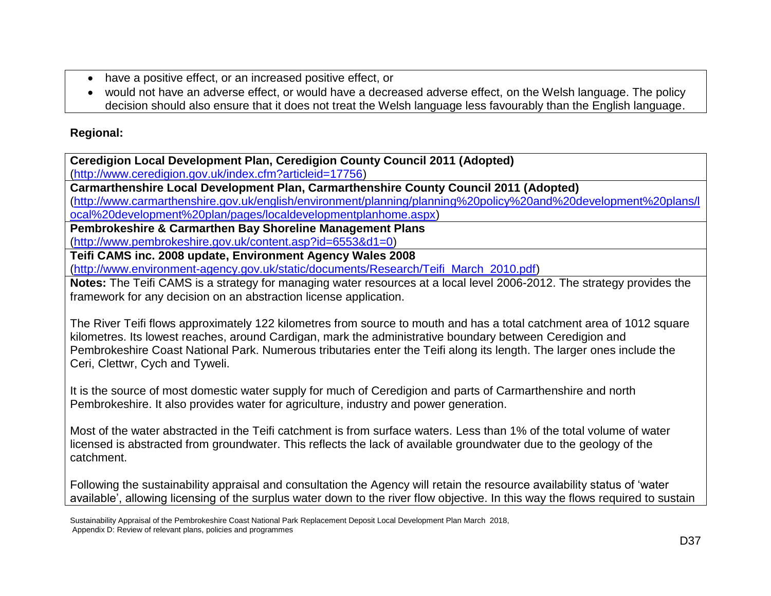- have a positive effect, or an increased positive effect, or
- would not have an adverse effect, or would have a decreased adverse effect, on the Welsh language. The policy decision should also ensure that it does not treat the Welsh language less favourably than the English language.

**Regional:**

**Ceredigion Local Development Plan, Ceredigion County Council 2011 (Adopted)**
(http://www.ceredigion.gov.uk/index.cfm?articleid=17756)

**Carmarthenshire Local Development Plan, Carmarthenshire County Council 2011 (Adopted)**
(http://www.carmarthenshire.gov.uk/english/environment/planning/planning%20policy%20and%20development%20plans/local%20development%20plan/pages/localdevelopmentplanhome.aspx)

**Pembrokeshire & Carmarthen Bay Shoreline Management Plans**
(http://www.pembrokeshire.gov.uk/content.asp?id=6553&d1=0)

**Teifi CAMS inc. 2008 update, Environment Agency Wales 2008**
(http://www.environment-agency.gov.uk/static/documents/Research/Teifi_March_2010.pdf)

**Notes:** The Teifi CAMS is a strategy for managing water resources at a local level 2006-2012. The strategy provides the framework for any decision on an abstraction license application.

The River Teifi flows approximately 122 kilometres from source to mouth and has a total catchment area of 1012 square kilometres. Its lowest reaches, around Cardigan, mark the administrative boundary between Ceredigion and Pembrokeshire Coast National Park. Numerous tributaries enter the Teifi along its length. The larger ones include the Ceri, Clettwr, Cych and Tyweli.

It is the source of most domestic water supply for much of Ceredigion and parts of Carmarthenshire and north Pembrokeshire. It also provides water for agriculture, industry and power generation.

Most of the water abstracted in the Teifi catchment is from surface waters. Less than 1% of the total volume of water licensed is abstracted from groundwater. This reflects the lack of available groundwater due to the geology of the catchment.

Following the sustainability appraisal and consultation the Agency will retain the resource availability status of 'water available', allowing licensing of the surplus water down to the river flow objective. In this way the flows required to sustain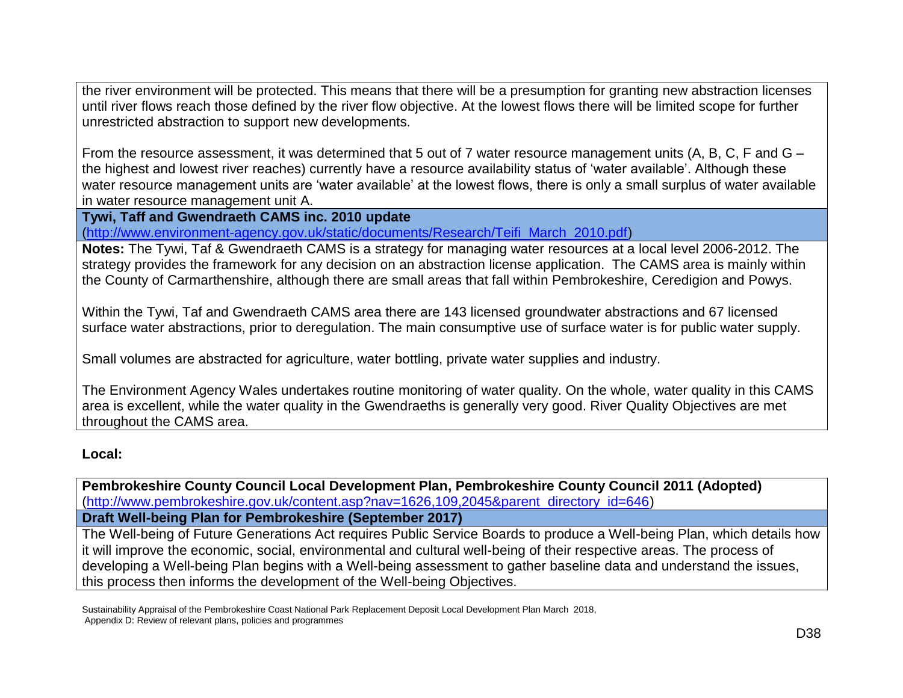the river environment will be protected. This means that there will be a presumption for granting new abstraction licenses until river flows reach those defined by the river flow objective. At the lowest flows there will be limited scope for further unrestricted abstraction to support new developments.

From the resource assessment, it was determined that 5 out of 7 water resource management units (A, B, C, F and G – the highest and lowest river reaches) currently have a resource availability status of 'water available'. Although these water resource management units are 'water available' at the lowest flows, there is only a small surplus of water available in water resource management unit A.

**Tywi, Taff and Gwendraeth CAMS inc. 2010 update**
(http://www.environment-agency.gov.uk/static/documents/Research/Teifi_March_2010.pdf)

**Notes:** The Tywi, Taf & Gwendraeth CAMS is a strategy for managing water resources at a local level 2006-2012. The strategy provides the framework for any decision on an abstraction license application. The CAMS area is mainly within the County of Carmarthenshire, although there are small areas that fall within Pembrokeshire, Ceredigion and Powys.

Within the Tywi, Taf and Gwendraeth CAMS area there are 143 licensed groundwater abstractions and 67 licensed surface water abstractions, prior to deregulation. The main consumptive use of surface water is for public water supply.

Small volumes are abstracted for agriculture, water bottling, private water supplies and industry.

The Environment Agency Wales undertakes routine monitoring of water quality. On the whole, water quality in this CAMS area is excellent, while the water quality in the Gwendraeths is generally very good. River Quality Objectives are met throughout the CAMS area.

**Local:**

**Pembrokeshire County Council Local Development Plan, Pembrokeshire County Council 2011 (Adopted)**
(http://www.pembrokeshire.gov.uk/content.asp?nav=1626,109,2045&parent_directory_id=646)

**Draft Well-being Plan for Pembrokeshire (September 2017)**

The Well-being of Future Generations Act requires Public Service Boards to produce a Well-being Plan, which details how it will improve the economic, social, environmental and cultural well-being of their respective areas. The process of developing a Well-being Plan begins with a Well-being assessment to gather baseline data and understand the issues, this process then informs the development of the Well-being Objectives.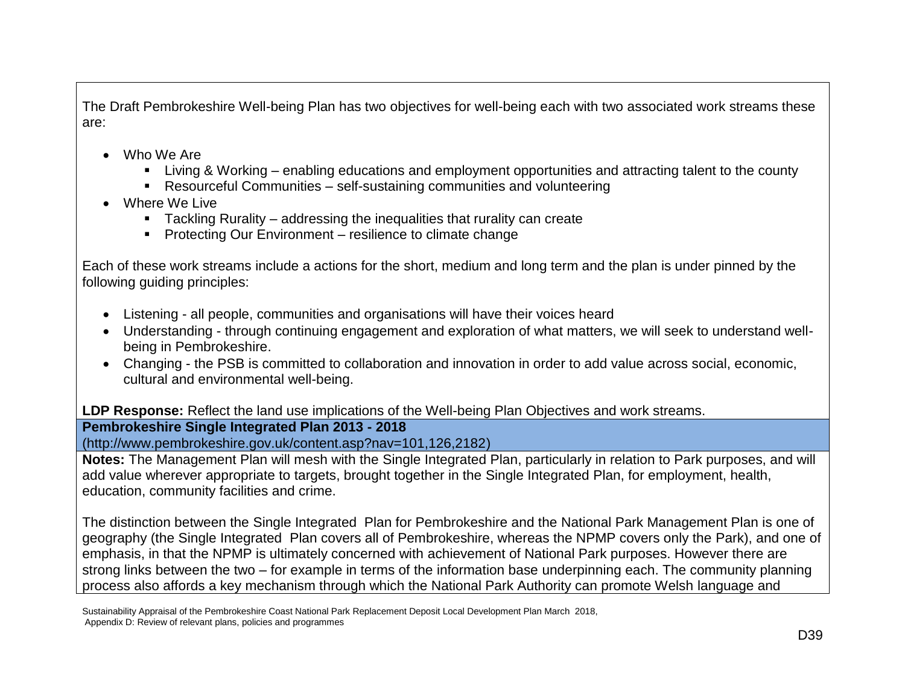The Draft Pembrokeshire Well-being Plan has two objectives for well-being each with two associated work streams these are:

- Who We Are
  - Living & Working – enabling educations and employment opportunities and attracting talent to the county
  - Resourceful Communities – self-sustaining communities and volunteering
- Where We Live
  - Tackling Rurality – addressing the inequalities that rurality can create
  - Protecting Our Environment – resilience to climate change

Each of these work streams include a actions for the short, medium and long term and the plan is under pinned by the following guiding principles:

- Listening - all people, communities and organisations will have their voices heard
- Understanding - through continuing engagement and exploration of what matters, we will seek to understand well-being in Pembrokeshire.
- Changing - the PSB is committed to collaboration and innovation in order to add value across social, economic, cultural and environmental well-being.

**LDP Response:** Reflect the land use implications of the Well-being Plan Objectives and work streams.

**Pembrokeshire Single Integrated Plan 2013 - 2018**
(http://www.pembrokeshire.gov.uk/content.asp?nav=101,126,2182)

**Notes:** The Management Plan will mesh with the Single Integrated Plan, particularly in relation to Park purposes, and will add value wherever appropriate to targets, brought together in the Single Integrated Plan, for employment, health, education, community facilities and crime.

The distinction between the Single Integrated Plan for Pembrokeshire and the National Park Management Plan is one of geography (the Single Integrated Plan covers all of Pembrokeshire, whereas the NPMP covers only the Park), and one of emphasis, in that the NPMP is ultimately concerned with achievement of National Park purposes. However there are strong links between the two – for example in terms of the information base underpinning each. The community planning process also affords a key mechanism through which the National Park Authority can promote Welsh language and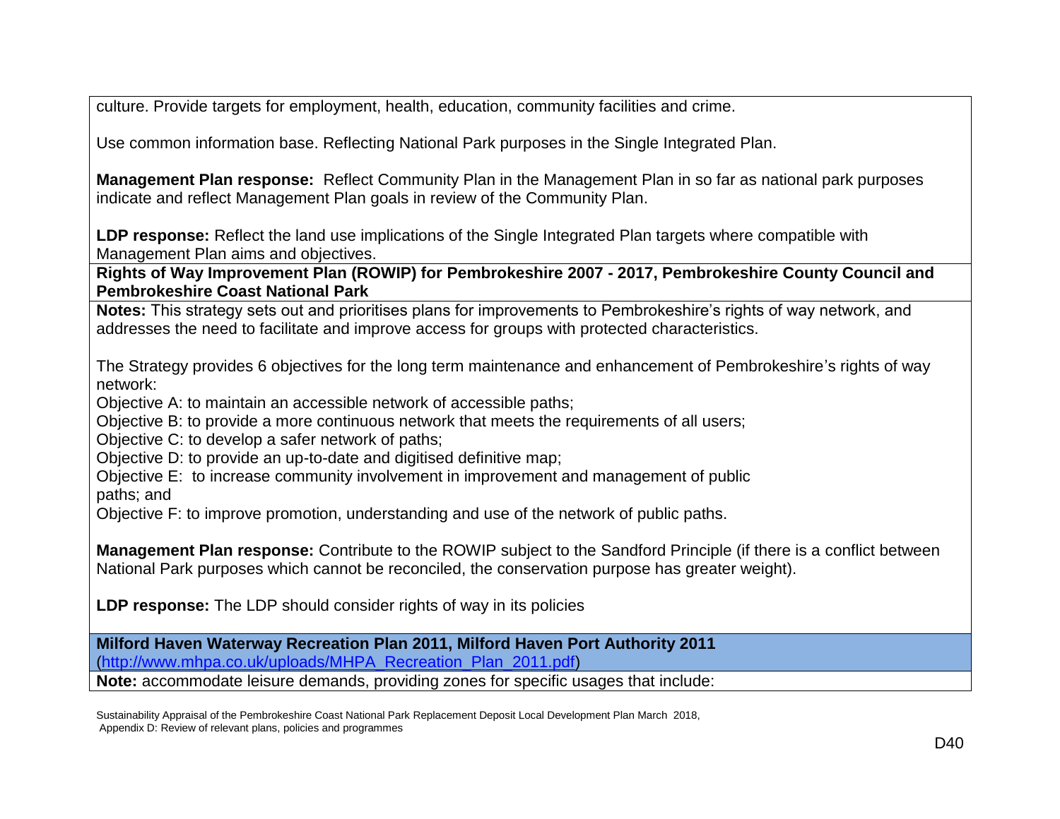| |
|---|
| culture. Provide targets for employment, health, education, community facilities and crime.<br><br>Use common information base. Reflecting National Park purposes in the Single Integrated Plan.<br><br>**Management Plan response:** Reflect Community Plan in the Management Plan in so far as national park purposes indicate and reflect Management Plan goals in review of the Community Plan.<br><br>**LDP response:** Reflect the land use implications of the Single Integrated Plan targets where compatible with Management Plan aims and objectives. |
| **Rights of Way Improvement Plan (ROWIP) for Pembrokeshire 2007 - 2017, Pembrokeshire County Council and Pembrokeshire Coast National Park** |
| **Notes:** This strategy sets out and prioritises plans for improvements to Pembrokeshire's rights of way network, and addresses the need to facilitate and improve access for groups with protected characteristics.<br><br>The Strategy provides 6 objectives for the long term maintenance and enhancement of Pembrokeshire's rights of way network:<br>Objective A: to maintain an accessible network of accessible paths;<br>Objective B: to provide a more continuous network that meets the requirements of all users;<br>Objective C: to develop a safer network of paths;<br>Objective D: to provide an up-to-date and digitised definitive map;<br>Objective E: to increase community involvement in improvement and management of public paths; and<br>Objective F: to improve promotion, understanding and use of the network of public paths.<br><br>**Management Plan response:** Contribute to the ROWIP subject to the Sandford Principle (if there is a conflict between National Park purposes which cannot be reconciled, the conservation purpose has greater weight).<br><br>**LDP response:** The LDP should consider rights of way in its policies |
| **Milford Haven Waterway Recreation Plan 2011, Milford Haven Port Authority 2011** (http://www.mhpa.co.uk/uploads/MHPA_Recreation_Plan_2011.pdf) |
| **Note:** accommodate leisure demands, providing zones for specific usages that include: |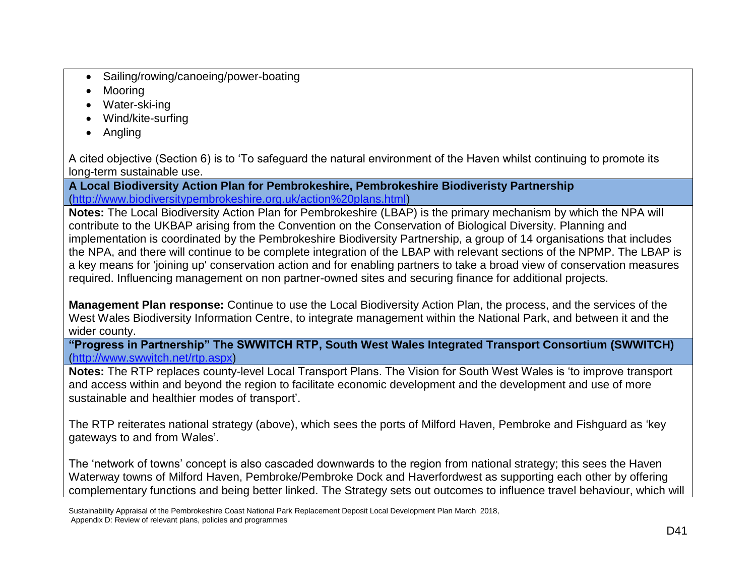- Sailing/rowing/canoeing/power-boating
- Mooring
- Water-ski-ing
- Wind/kite-surfing
- Angling

A cited objective (Section 6) is to 'To safeguard the natural environment of the Haven whilst continuing to promote its long-term sustainable use.

**A Local Biodiversity Action Plan for Pembrokeshire, Pembrokeshire Biodiveristy Partnership**
(http://www.biodiversitypembrokeshire.org.uk/action%20plans.html)

**Notes:** The Local Biodiversity Action Plan for Pembrokeshire (LBAP) is the primary mechanism by which the NPA will contribute to the UKBAP arising from the Convention on the Conservation of Biological Diversity. Planning and implementation is coordinated by the Pembrokeshire Biodiversity Partnership, a group of 14 organisations that includes the NPA, and there will continue to be complete integration of the LBAP with relevant sections of the NPMP. The LBAP is a key means for 'joining up' conservation action and for enabling partners to take a broad view of conservation measures required. Influencing management on non partner-owned sites and securing finance for additional projects.

**Management Plan response:** Continue to use the Local Biodiversity Action Plan, the process, and the services of the West Wales Biodiversity Information Centre, to integrate management within the National Park, and between it and the wider county.

**"Progress in Partnership" The SWWITCH RTP, South West Wales Integrated Transport Consortium (SWWITCH)**
(http://www.swwitch.net/rtp.aspx)

**Notes:** The RTP replaces county-level Local Transport Plans. The Vision for South West Wales is 'to improve transport and access within and beyond the region to facilitate economic development and the development and use of more sustainable and healthier modes of transport'.

The RTP reiterates national strategy (above), which sees the ports of Milford Haven, Pembroke and Fishguard as 'key gateways to and from Wales'.

The 'network of towns' concept is also cascaded downwards to the region from national strategy; this sees the Haven Waterway towns of Milford Haven, Pembroke/Pembroke Dock and Haverfordwest as supporting each other by offering complementary functions and being better linked. The Strategy sets out outcomes to influence travel behaviour, which will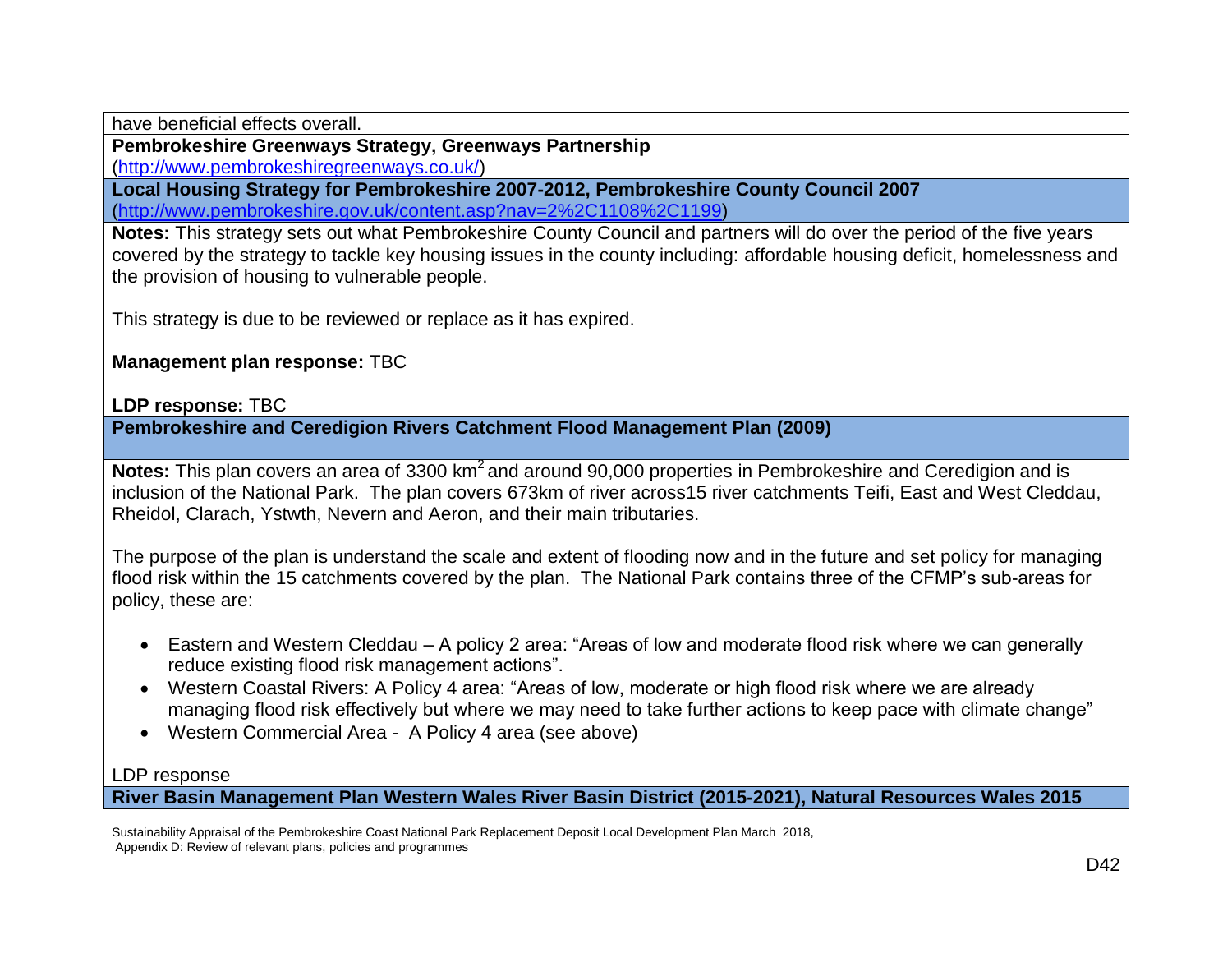have beneficial effects overall.

**Pembrokeshire Greenways Strategy, Greenways Partnership**
(http://www.pembrokeshiregreenways.co.uk/)

**Local Housing Strategy for Pembrokeshire 2007-2012, Pembrokeshire County Council 2007**
(http://www.pembrokeshire.gov.uk/content.asp?nav=2%2C1108%2C1199)

**Notes:** This strategy sets out what Pembrokeshire County Council and partners will do over the period of the five years covered by the strategy to tackle key housing issues in the county including: affordable housing deficit, homelessness and the provision of housing to vulnerable people.

This strategy is due to be reviewed or replace as it has expired.

**Management plan response:** TBC

**LDP response:** TBC

**Pembrokeshire and Ceredigion Rivers Catchment Flood Management Plan (2009)**

**Notes:** This plan covers an area of 3300 km$^2$ and around 90,000 properties in Pembrokeshire and Ceredigion and is inclusion of the National Park. The plan covers 673km of river across15 river catchments Teifi, East and West Cleddau, Rheidol, Clarach, Ystwth, Nevern and Aeron, and their main tributaries.

The purpose of the plan is understand the scale and extent of flooding now and in the future and set policy for managing flood risk within the 15 catchments covered by the plan. The National Park contains three of the CFMP's sub-areas for policy, these are:

- Eastern and Western Cleddau – A policy 2 area: "Areas of low and moderate flood risk where we can generally reduce existing flood risk management actions".
- Western Coastal Rivers: A Policy 4 area: "Areas of low, moderate or high flood risk where we are already managing flood risk effectively but where we may need to take further actions to keep pace with climate change"
- Western Commercial Area - A Policy 4 area (see above)

LDP response

**River Basin Management Plan Western Wales River Basin District (2015-2021), Natural Resources Wales 2015**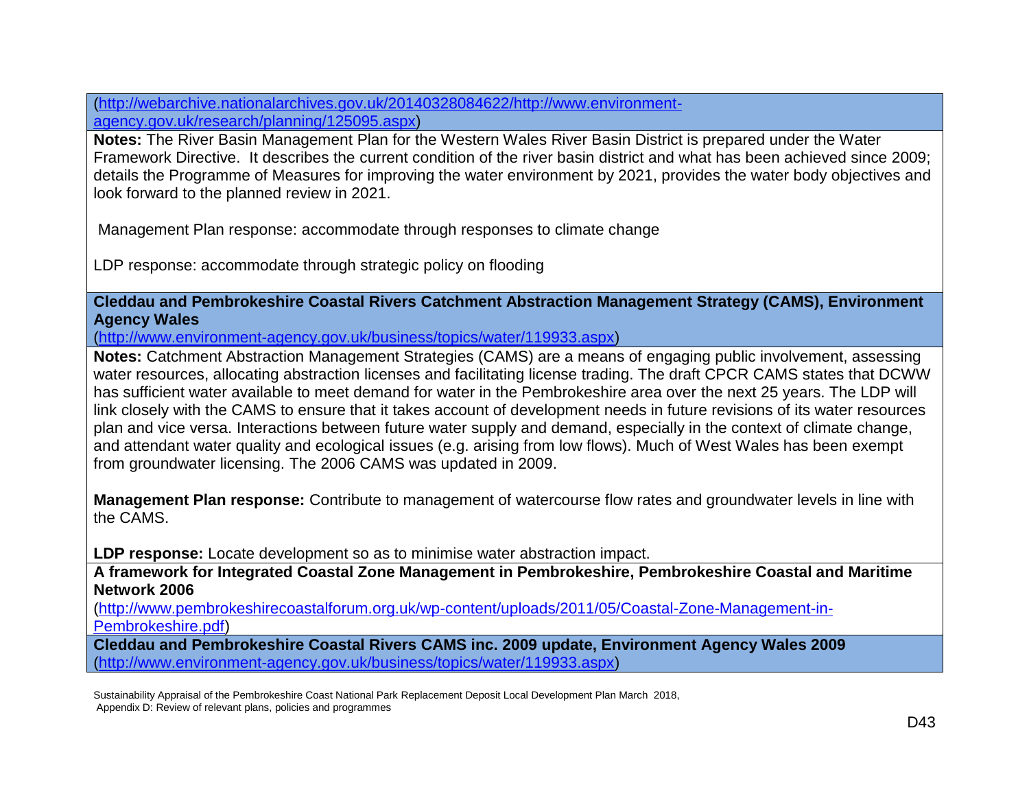(http://webarchive.nationalarchives.gov.uk/20140328084622/http://www.environment-agency.gov.uk/research/planning/125095.aspx)

**Notes:** The River Basin Management Plan for the Western Wales River Basin District is prepared under the Water Framework Directive. It describes the current condition of the river basin district and what has been achieved since 2009; details the Programme of Measures for improving the water environment by 2021, provides the water body objectives and look forward to the planned review in 2021.

Management Plan response: accommodate through responses to climate change

LDP response: accommodate through strategic policy on flooding

**Cleddau and Pembrokeshire Coastal Rivers Catchment Abstraction Management Strategy (CAMS), Environment Agency Wales**

(http://www.environment-agency.gov.uk/business/topics/water/119933.aspx)

**Notes:** Catchment Abstraction Management Strategies (CAMS) are a means of engaging public involvement, assessing water resources, allocating abstraction licenses and facilitating license trading. The draft CPCR CAMS states that DCWW has sufficient water available to meet demand for water in the Pembrokeshire area over the next 25 years. The LDP will link closely with the CAMS to ensure that it takes account of development needs in future revisions of its water resources plan and vice versa. Interactions between future water supply and demand, especially in the context of climate change, and attendant water quality and ecological issues (e.g. arising from low flows). Much of West Wales has been exempt from groundwater licensing. The 2006 CAMS was updated in 2009.

**Management Plan response:** Contribute to management of watercourse flow rates and groundwater levels in line with the CAMS.

**LDP response:** Locate development so as to minimise water abstraction impact.

**A framework for Integrated Coastal Zone Management in Pembrokeshire, Pembrokeshire Coastal and Maritime Network 2006**

(http://www.pembrokeshirecoastalforum.org.uk/wp-content/uploads/2011/05/Coastal-Zone-Management-in-Pembrokeshire.pdf)

**Cleddau and Pembrokeshire Coastal Rivers CAMS inc. 2009 update, Environment Agency Wales 2009**

(http://www.environment-agency.gov.uk/business/topics/water/119933.aspx)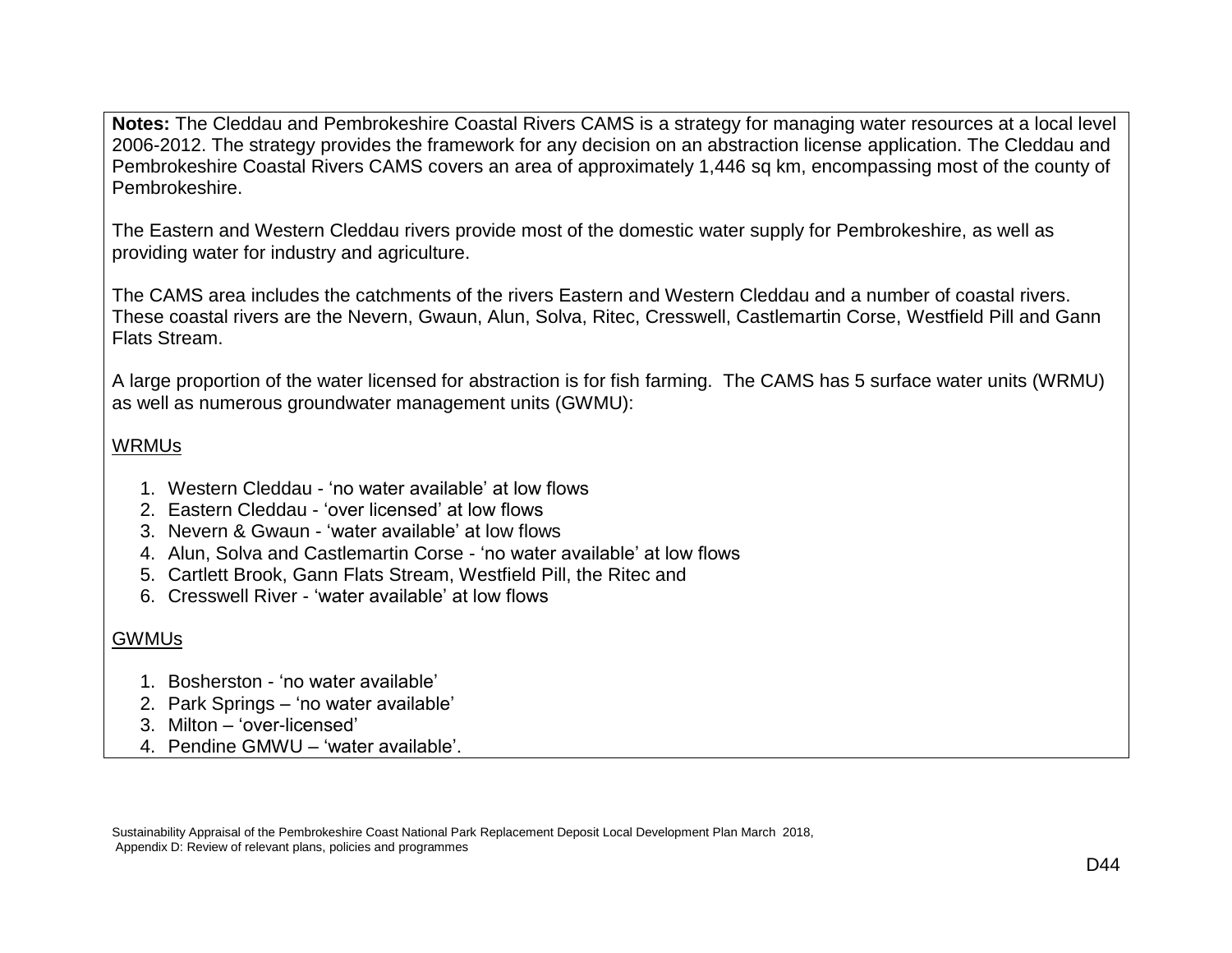**Notes:** The Cleddau and Pembrokeshire Coastal Rivers CAMS is a strategy for managing water resources at a local level 2006-2012. The strategy provides the framework for any decision on an abstraction license application. The Cleddau and Pembrokeshire Coastal Rivers CAMS covers an area of approximately 1,446 sq km, encompassing most of the county of Pembrokeshire.

The Eastern and Western Cleddau rivers provide most of the domestic water supply for Pembrokeshire, as well as providing water for industry and agriculture.

The CAMS area includes the catchments of the rivers Eastern and Western Cleddau and a number of coastal rivers. These coastal rivers are the Nevern, Gwaun, Alun, Solva, Ritec, Cresswell, Castlemartin Corse, Westfield Pill and Gann Flats Stream.

A large proportion of the water licensed for abstraction is for fish farming. The CAMS has 5 surface water units (WRMU) as well as numerous groundwater management units (GWMU):

<u>WRMUs</u>

1. Western Cleddau - 'no water available' at low flows
2. Eastern Cleddau - 'over licensed' at low flows
3. Nevern & Gwaun - 'water available' at low flows
4. Alun, Solva and Castlemartin Corse - 'no water available' at low flows
5. Cartlett Brook, Gann Flats Stream, Westfield Pill, the Ritec and
6. Cresswell River - 'water available' at low flows

<u>GWMUs</u>

1. Bosherston - 'no water available'
2. Park Springs – 'no water available'
3. Milton – 'over-licensed'
4. Pendine GMWU – 'water available'.